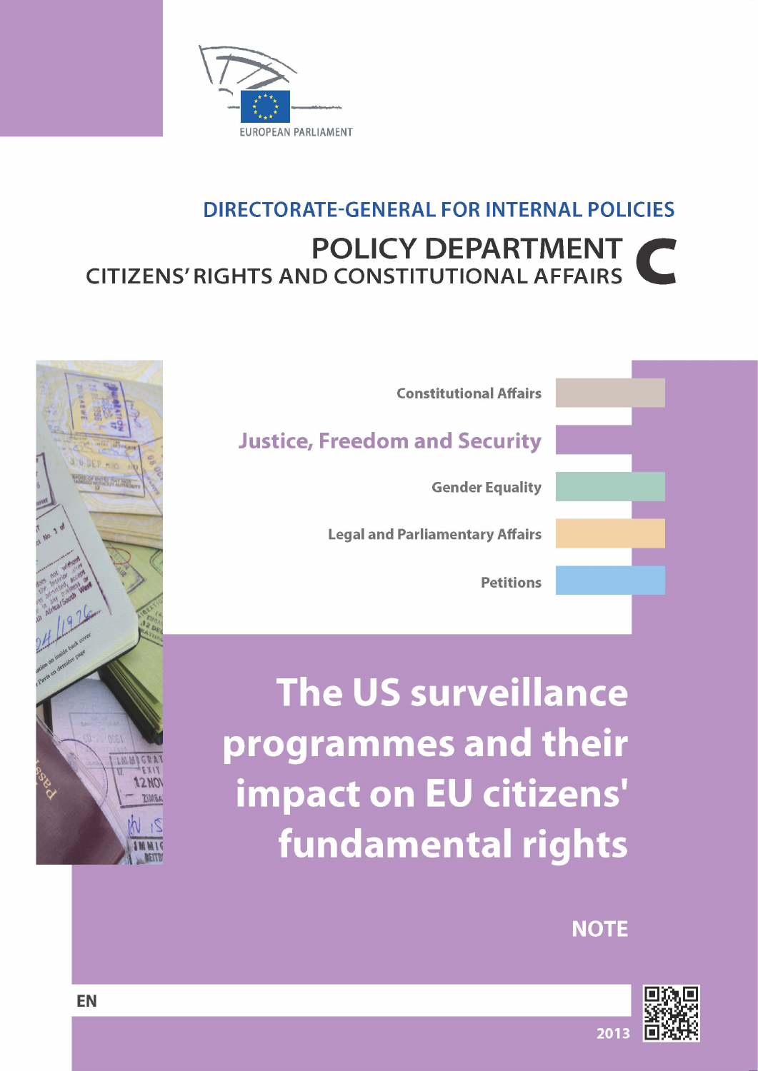EUROPEAN PARLIAMENT

DIRECTORATE-GENERAL FOR INTERNAL POLICIES

**POLICY DEPARTMENT C**
**CITIZENS' RIGHTS AND CONSTITUTIONAL AFFAIRS**

Constitutional Affairs

**Justice, Freedom and Security**

Gender Equality

Legal and Parliamentary Affairs

Petitions

# The US surveillance programmes and their impact on EU citizens' fundamental rights

**NOTE**

EN

2013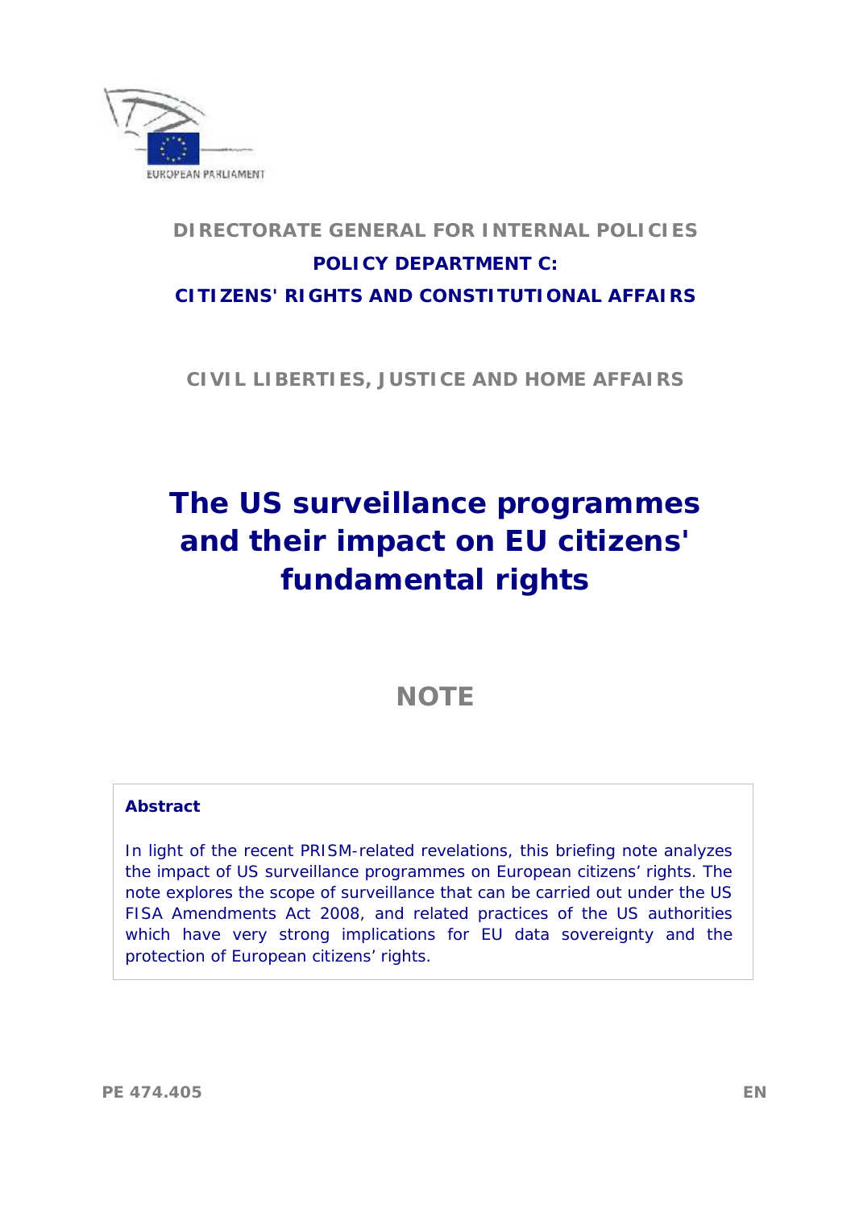EUROPEAN PARLIAMENT

**DIRECTORATE GENERAL FOR INTERNAL POLICIES**

**POLICY DEPARTMENT C:**

**CITIZENS' RIGHTS AND CONSTITUTIONAL AFFAIRS**

**CIVIL LIBERTIES, JUSTICE AND HOME AFFAIRS**

# The US surveillance programmes and their impact on EU citizens' fundamental rights

## NOTE

**Abstract**

*In light of the recent PRISM-related revelations, this briefing note analyzes the impact of US surveillance programmes on European citizens' rights. The note explores the scope of surveillance that can be carried out under the US FISA Amendments Act 2008, and related practices of the US authorities which have very strong implications for EU data sovereignty and the protection of European citizens' rights.*

PE 474.405 EN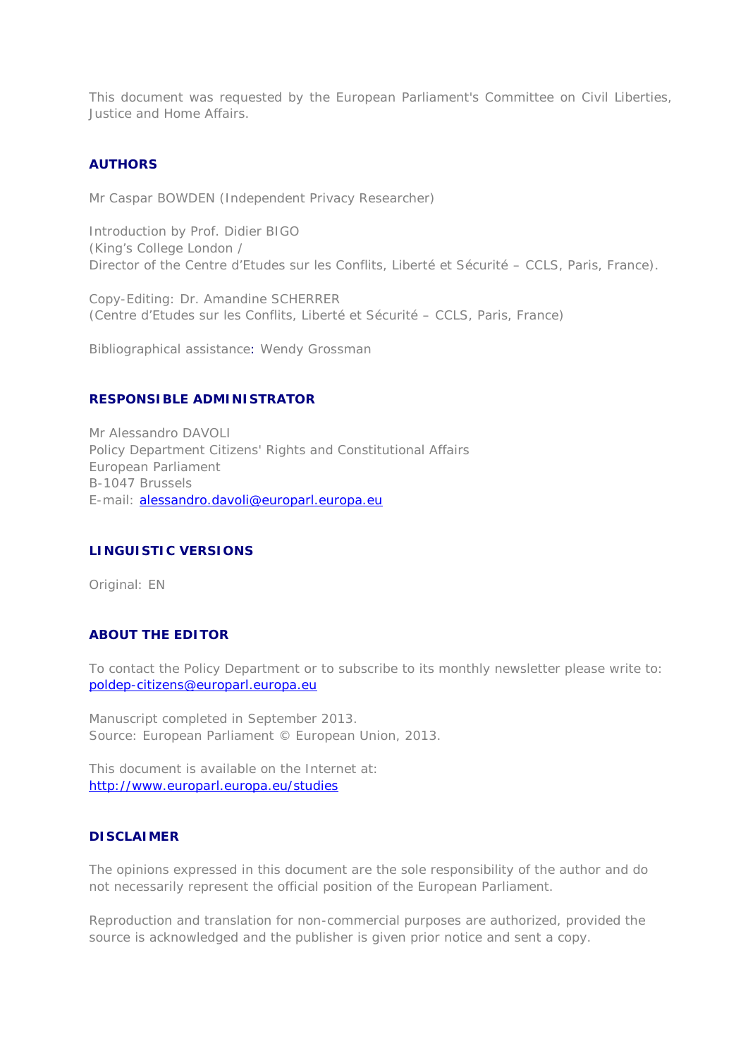This document was requested by the European Parliament's Committee on Civil Liberties, Justice and Home Affairs.

## AUTHORS

Mr Caspar BOWDEN (Independent Privacy Researcher)

Introduction by Prof. Didier BIGO
(King's College London /
Director of the Centre d'Etudes sur les Conflits, Liberté et Sécurité – CCLS, Paris, France).

Copy-Editing: Dr. Amandine SCHERRER
(Centre d'Etudes sur les Conflits, Liberté et Sécurité – CCLS, Paris, France)

Bibliographical assistance: Wendy Grossman

## RESPONSIBLE ADMINISTRATOR

Mr Alessandro DAVOLI
Policy Department Citizens' Rights and Constitutional Affairs
European Parliament
B-1047 Brussels
E-mail: alessandro.davoli@europarl.europa.eu

## LINGUISTIC VERSIONS

Original: EN

## ABOUT THE EDITOR

To contact the Policy Department or to subscribe to its monthly newsletter please write to:
poldep-citizens@europarl.europa.eu

Manuscript completed in September 2013.
Source: European Parliament © European Union, 2013.

This document is available on the Internet at:
http://www.europarl.europa.eu/studies

## DISCLAIMER

The opinions expressed in this document are the sole responsibility of the author and do not necessarily represent the official position of the European Parliament.

Reproduction and translation for non-commercial purposes are authorized, provided the source is acknowledged and the publisher is given prior notice and sent a copy.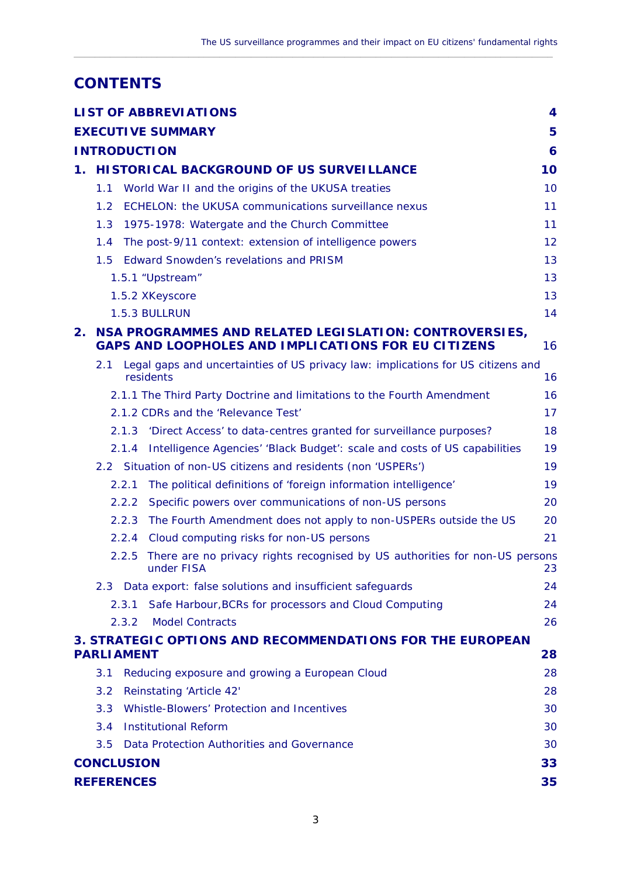# CONTENTS

| | |
|---|---|
| **LIST OF ABBREVIATIONS** | **4** |
| **EXECUTIVE SUMMARY** | **5** |
| **INTRODUCTION** | **6** |
| **1. HISTORICAL BACKGROUND OF US SURVEILLANCE** | **10** |
| 1.1 World War II and the origins of the UKUSA treaties | 10 |
| 1.2 ECHELON: the UKUSA communications surveillance nexus | 11 |
| 1.3 1975-1978: Watergate and the Church Committee | 11 |
| 1.4 The post-9/11 context: extension of intelligence powers | 12 |
| 1.5 Edward Snowden's revelations and PRISM | 13 |
| 1.5.1 "Upstream" | 13 |
| 1.5.2 XKeyscore | 13 |
| 1.5.3 BULLRUN | 14 |
| **2. NSA PROGRAMMES AND RELATED LEGISLATION: CONTROVERSIES, GAPS AND LOOPHOLES AND IMPLICATIONS FOR EU CITIZENS** | 16 |
| 2.1 Legal gaps and uncertainties of US privacy law: implications for US citizens and residents | 16 |
| 2.1.1 The Third Party Doctrine and limitations to the Fourth Amendment | 16 |
| 2.1.2 CDRs and the 'Relevance Test' | 17 |
| 2.1.3 'Direct Access' to data-centres granted for surveillance purposes? | 18 |
| 2.1.4 Intelligence Agencies' 'Black Budget': scale and costs of US capabilities | 19 |
| 2.2 Situation of non-US citizens and residents (non 'USPERs') | 19 |
| 2.2.1 The political definitions of 'foreign information intelligence' | 19 |
| 2.2.2 Specific powers over communications of non-US persons | 20 |
| 2.2.3 The Fourth Amendment does not apply to non-USPERs outside the US | 20 |
| 2.2.4 Cloud computing risks for non-US persons | 21 |
| 2.2.5 There are no privacy rights recognised by US authorities for non-US persons under FISA | 23 |
| 2.3 Data export: false solutions and insufficient safeguards | 24 |
| 2.3.1 Safe Harbour,BCRs for processors and Cloud Computing | 24 |
| 2.3.2 Model Contracts | 26 |
| **3. STRATEGIC OPTIONS AND RECOMMENDATIONS FOR THE EUROPEAN PARLIAMENT** | **28** |
| 3.1 Reducing exposure and growing a European Cloud | 28 |
| 3.2 Reinstating 'Article 42' | 28 |
| 3.3 Whistle-Blowers' Protection and Incentives | 30 |
| 3.4 Institutional Reform | 30 |
| 3.5 Data Protection Authorities and Governance | 30 |
| **CONCLUSION** | **33** |
| **REFERENCES** | **35** |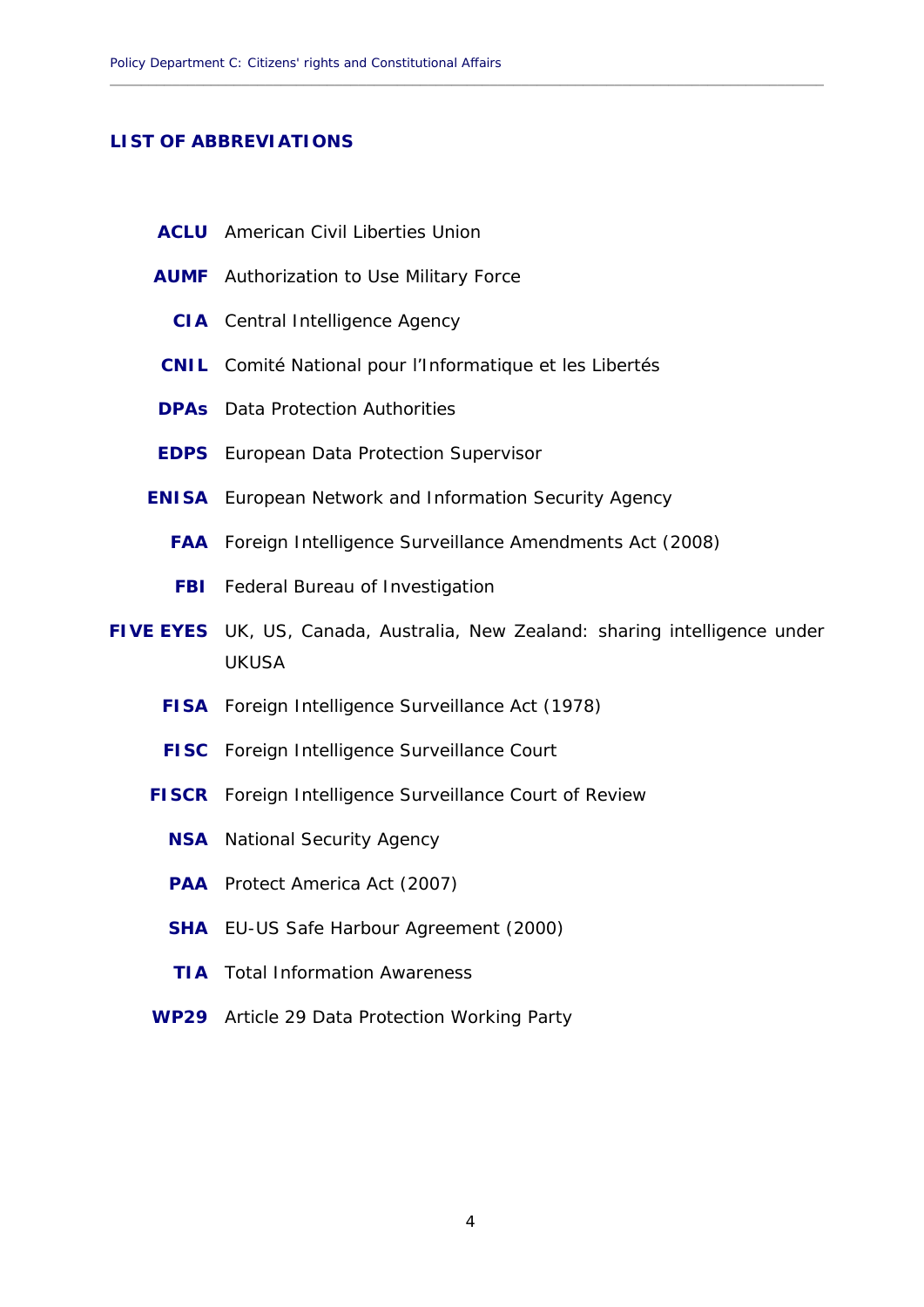## LIST OF ABBREVIATIONS

**ACLU** American Civil Liberties Union

**AUMF** Authorization to Use Military Force

**CIA** Central Intelligence Agency

**CNIL** Comité National pour l'Informatique et les Libertés

**DPAs** Data Protection Authorities

**EDPS** European Data Protection Supervisor

**ENISA** European Network and Information Security Agency

**FAA** Foreign Intelligence Surveillance Amendments Act (2008)

**FBI** Federal Bureau of Investigation

**FIVE EYES** UK, US, Canada, Australia, New Zealand: sharing intelligence under UKUSA

**FISA** Foreign Intelligence Surveillance Act (1978)

**FISC** Foreign Intelligence Surveillance Court

**FISCR** Foreign Intelligence Surveillance Court of Review

**NSA** National Security Agency

**PAA** Protect America Act (2007)

**SHA** EU-US Safe Harbour Agreement (2000)

**TIA** Total Information Awareness

**WP29** Article 29 Data Protection Working Party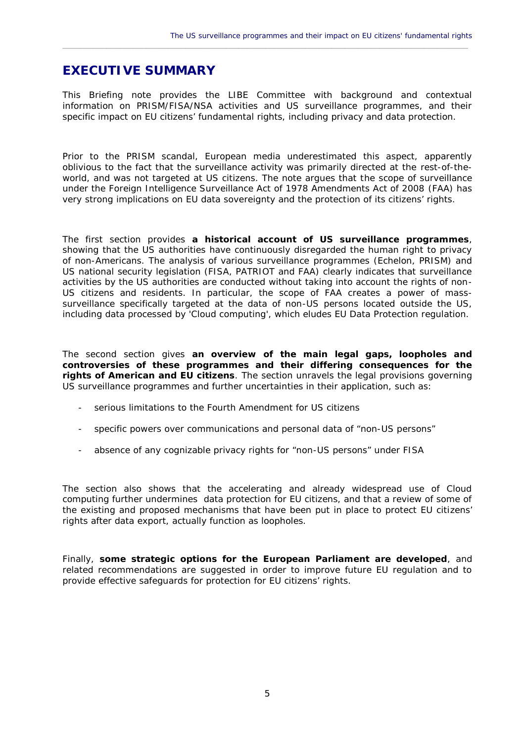## EXECUTIVE SUMMARY

This Briefing note provides the LIBE Committee with background and contextual information on PRISM/FISA/NSA activities and US surveillance programmes, and their specific impact on EU citizens' fundamental rights, including privacy and data protection.

Prior to the PRISM scandal, European media underestimated this aspect, apparently oblivious to the fact that the surveillance activity was primarily directed at the rest-of-the-world, and was not targeted at US citizens. The note argues that the scope of surveillance under the Foreign Intelligence Surveillance Act of 1978 Amendments Act of 2008 (FAA) has very strong implications on EU data sovereignty and the protection of its citizens' rights.

The first section provides **a historical account of US surveillance programmes**, showing that the US authorities have continuously disregarded the human right to privacy of non-Americans. The analysis of various surveillance programmes (Echelon, PRISM) and US national security legislation (FISA, PATRIOT and FAA) clearly indicates that surveillance activities by the US authorities are conducted without taking into account the rights of non-US citizens and residents. In particular, the scope of FAA creates a power of mass-surveillance specifically targeted at the data of non-US persons located outside the US, including data processed by 'Cloud computing', which eludes EU Data Protection regulation.

The second section gives **an overview of the main legal gaps, loopholes and controversies of these programmes and their differing consequences for the rights of American and EU citizens**. The section unravels the legal provisions governing US surveillance programmes and further uncertainties in their application, such as:

- serious limitations to the Fourth Amendment for US citizens
- specific powers over communications and personal data of "non-US persons"
- absence of any cognizable privacy rights for "non-US persons" under FISA

The section also shows that the accelerating and already widespread use of Cloud computing further undermines data protection for EU citizens, and that a review of some of the existing and proposed mechanisms that have been put in place to protect EU citizens' rights after data export, actually function as loopholes.

Finally, **some strategic options for the European Parliament are developed**, and related recommendations are suggested in order to improve future EU regulation and to provide effective safeguards for protection for EU citizens' rights.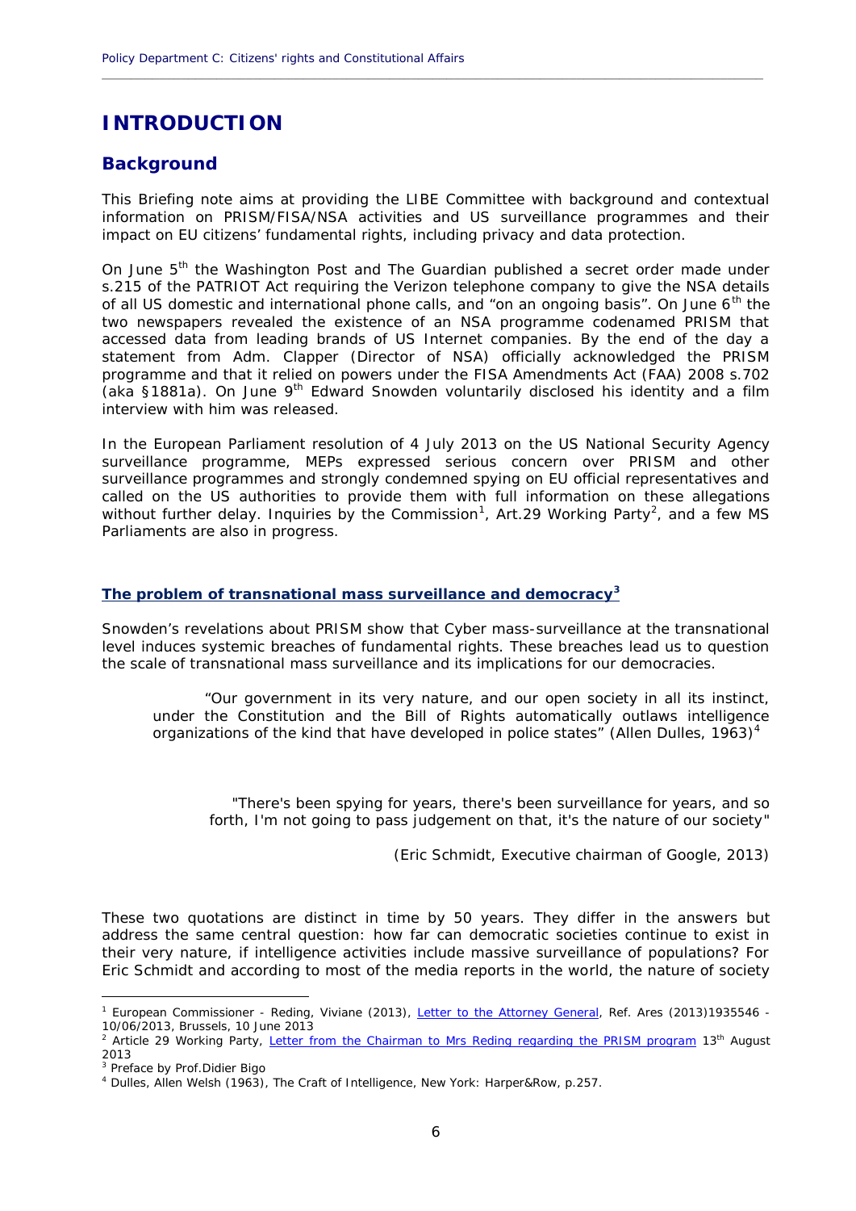# INTRODUCTION

## Background

This Briefing note aims at providing the LIBE Committee with background and contextual information on PRISM/FISA/NSA activities and US surveillance programmes and their impact on EU citizens' fundamental rights, including privacy and data protection.

On June 5th the Washington Post and The Guardian published a secret order made under s.215 of the PATRIOT Act requiring the Verizon telephone company to give the NSA details of all US domestic and international phone calls, and "on an ongoing basis". On June 6th the two newspapers revealed the existence of an NSA programme codenamed PRISM that accessed data from leading brands of US Internet companies. By the end of the day a statement from Adm. Clapper (Director of NSA) officially acknowledged the PRISM programme and that it relied on powers under the FISA Amendments Act (FAA) 2008 s.702 (aka §1881a). On June 9th Edward Snowden voluntarily disclosed his identity and a film interview with him was released.

In the European Parliament resolution of 4 July 2013 on the US National Security Agency surveillance programme, MEPs expressed serious concern over PRISM and other surveillance programmes and strongly condemned spying on EU official representatives and called on the US authorities to provide them with full information on these allegations without further delay. Inquiries by the Commission[1], Art.29 Working Party[2], and a few MS Parliaments are also in progress.

### The problem of transnational mass surveillance and democracy[3]

Snowden's revelations about PRISM show that Cyber mass-surveillance at the transnational level induces systemic breaches of fundamental rights. These breaches lead us to question the scale of transnational mass surveillance and its implications for our democracies.

> "Our government in its very nature, and our open society in all its instinct, under the Constitution and the Bill of Rights automatically outlaws intelligence organizations of the kind that have developed in police states" (Allen Dulles, 1963)[4]

> "There's been spying for years, there's been surveillance for years, and so forth, I'm not going to pass judgement on that, it's the nature of our society"
>
> (Eric Schmidt, Executive chairman of Google, 2013)

These two quotations are distinct in time by 50 years. They differ in the answers but address the same central question: how far can democratic societies continue to exist in their very nature, if intelligence activities include massive surveillance of populations? For Eric Schmidt and according to most of the media reports in the world, the nature of society

---

[1] European Commissioner - Reding, Viviane (2013), Letter to the Attorney General, Ref. Ares (2013)1935546 - 10/06/2013, Brussels, 10 June 2013

[2] Article 29 Working Party, Letter from the Chairman to Mrs Reding regarding the PRISM program 13th August 2013

[3] Preface by Prof.Didier Bigo

[4] Dulles, Allen Welsh (1963), The Craft of Intelligence, New York: Harper&Row, p.257.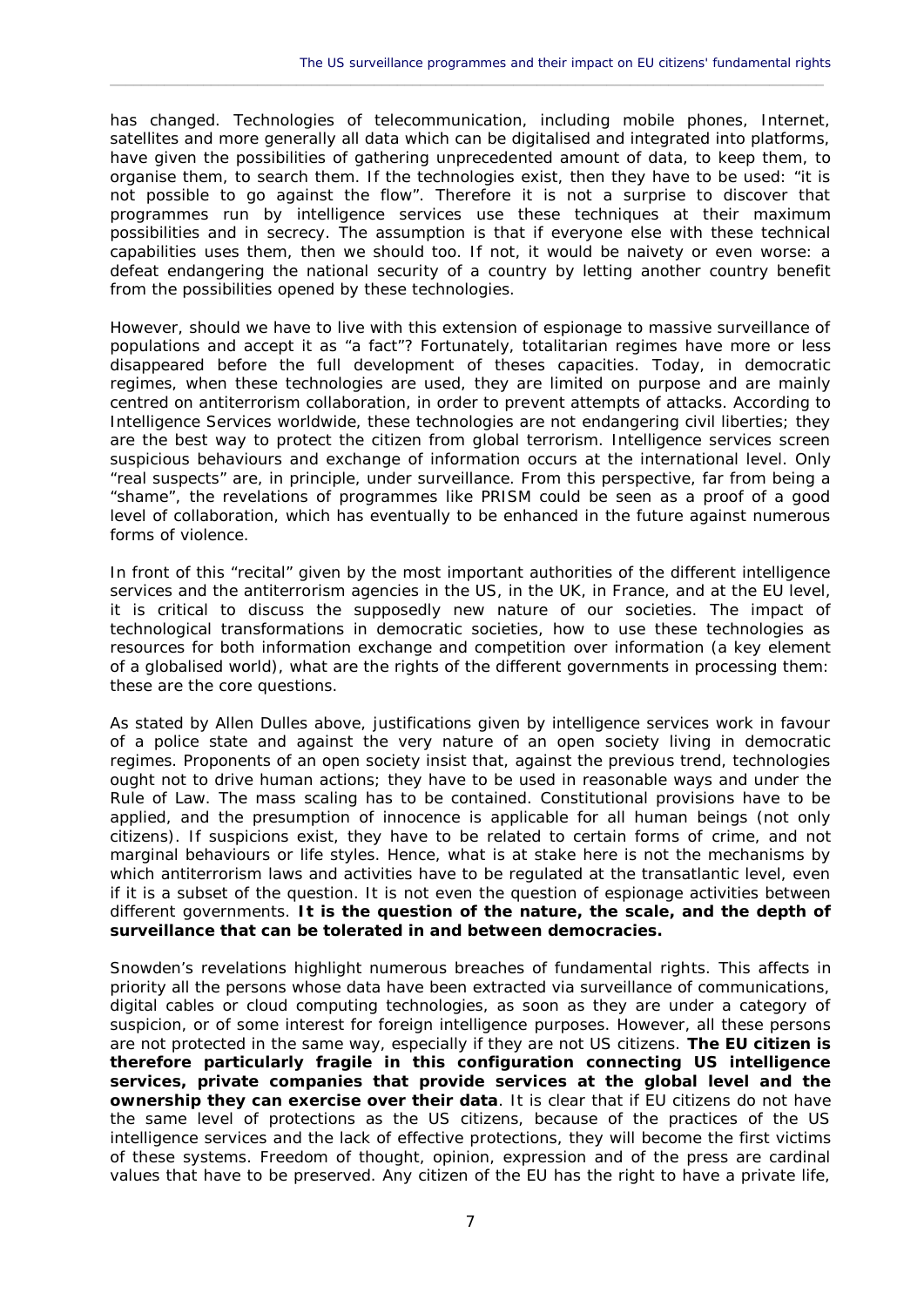has changed. Technologies of telecommunication, including mobile phones, Internet, satellites and more generally all data which can be digitalised and integrated into platforms, have given the possibilities of gathering unprecedented amount of data, to keep them, to organise them, to search them. If the technologies exist, then they have to be used: "it is not possible to go against the flow". Therefore it is not a surprise to discover that programmes run by intelligence services use these techniques at their maximum possibilities and in secrecy. The assumption is that if everyone else with these technical capabilities uses them, then we should too. If not, it would be naivety or even worse: a defeat endangering the national security of a country by letting another country benefit from the possibilities opened by these technologies.

However, should we have to live with this extension of espionage to massive surveillance of populations and accept it as "a fact"? Fortunately, totalitarian regimes have more or less disappeared before the full development of theses capacities. Today, in democratic regimes, when these technologies are used, they are limited on purpose and are mainly centred on antiterrorism collaboration, in order to prevent attempts of attacks. According to Intelligence Services worldwide, these technologies are not endangering civil liberties; they are the best way to protect the citizen from global terrorism. Intelligence services screen suspicious behaviours and exchange of information occurs at the international level. Only "real suspects" are, in principle, under surveillance. From this perspective, far from being a "shame", the revelations of programmes like PRISM could be seen as a proof of a good level of collaboration, which has eventually to be enhanced in the future against numerous forms of violence.

In front of this "recital" given by the most important authorities of the different intelligence services and the antiterrorism agencies in the US, in the UK, in France, and at the EU level, it is critical to discuss the supposedly new nature of our societies. The impact of technological transformations in democratic societies, how to use these technologies as resources for both information exchange and competition over information (a key element of a globalised world), what are the rights of the different governments in processing them: these are the core questions.

As stated by Allen Dulles above, justifications given by intelligence services work in favour of a police state and against the very nature of an open society living in democratic regimes. Proponents of an open society insist that, against the previous trend, technologies ought not to drive human actions; they have to be used in reasonable ways and under the Rule of Law. The mass scaling has to be contained. Constitutional provisions have to be applied, and the presumption of innocence is applicable for all human beings (not only citizens). If suspicions exist, they have to be related to certain forms of crime, and not marginal behaviours or life styles. Hence, what is at stake here is not the mechanisms by which antiterrorism laws and activities have to be regulated at the transatlantic level, even if it is a subset of the question. It is not even the question of espionage activities between different governments. **It is the question of the nature, the scale, and the depth of surveillance that can be tolerated in and between democracies.**

Snowden's revelations highlight numerous breaches of fundamental rights. This affects in priority all the persons whose data have been extracted via surveillance of communications, digital cables or cloud computing technologies, as soon as they are under a category of suspicion, or of some interest for foreign intelligence purposes. However, all these persons are not protected in the same way, especially if they are not US citizens. **The EU citizen is therefore particularly fragile in this configuration connecting US intelligence services, private companies that provide services at the global level and the ownership they can exercise over their data**. It is clear that if EU citizens do not have the same level of protections as the US citizens, because of the practices of the US intelligence services and the lack of effective protections, they will become the first victims of these systems. Freedom of thought, opinion, expression and of the press are cardinal values that have to be preserved. Any citizen of the EU has the right to have a private life,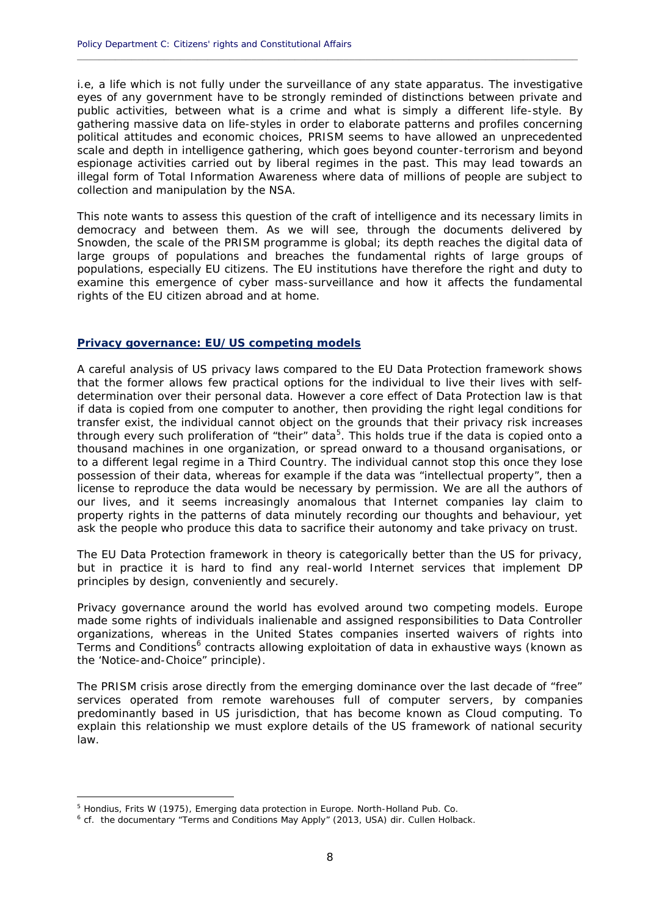i.e, a life which is not fully under the surveillance of any state apparatus. The investigative eyes of any government have to be strongly reminded of distinctions between private and public activities, between what is a crime and what is simply a different life-style. By gathering massive data on life-styles in order to elaborate patterns and profiles concerning political attitudes and economic choices, PRISM seems to have allowed an unprecedented scale and depth in intelligence gathering, which goes beyond counter-terrorism and beyond espionage activities carried out by liberal regimes in the past. This may lead towards an illegal form of Total Information Awareness where data of millions of people are subject to collection and manipulation by the NSA.

This note wants to assess this question of the craft of intelligence and its necessary limits in democracy and between them. As we will see, through the documents delivered by Snowden, the scale of the PRISM programme is global; its depth reaches the digital data of large groups of populations and breaches the fundamental rights of large groups of populations, especially EU citizens. The EU institutions have therefore the right and duty to examine this emergence of cyber mass-surveillance and how it affects the fundamental rights of the EU citizen abroad and at home.

## Privacy governance: EU/US competing models

A careful analysis of US privacy laws compared to the EU Data Protection framework shows that the former allows few practical options for the individual to live their lives with self-determination over their personal data. However a core effect of Data Protection law is that if data is copied from one computer to another, then providing the right legal conditions for transfer exist, the individual cannot object on the grounds that their privacy risk increases through every such proliferation of "their" data[5]. This holds true if the data is copied onto a thousand machines in one organization, or spread onward to a thousand organisations, or to a different legal regime in a Third Country. The individual cannot stop this once they lose possession of their data, whereas for example if the data was "intellectual property", then a license to reproduce the data would be necessary by permission. We are all the authors of our lives, and it seems increasingly anomalous that Internet companies lay claim to property rights in the patterns of data minutely recording our thoughts and behaviour, yet ask the people who produce this data to sacrifice their autonomy and take privacy on trust.

The EU Data Protection framework in theory is categorically better than the US for privacy, but in practice it is hard to find any real-world Internet services that implement DP principles by design, conveniently and securely.

Privacy governance around the world has evolved around two competing models. Europe made some rights of individuals inalienable and assigned responsibilities to Data Controller organizations, whereas in the United States companies inserted waivers of rights into Terms and Conditions[6] contracts allowing exploitation of data in exhaustive ways (known as the 'Notice-and-Choice" principle).

The PRISM crisis arose directly from the emerging dominance over the last decade of "free" services operated from remote warehouses full of computer servers, by companies predominantly based in US jurisdiction, that has become known as Cloud computing. To explain this relationship we must explore details of the US framework of national security law.

---

[5] Hondius, Frits W (1975), Emerging data protection in Europe. North-Holland Pub. Co.

[6] cf. the documentary "Terms and Conditions May Apply" (2013, USA) dir. Cullen Holback.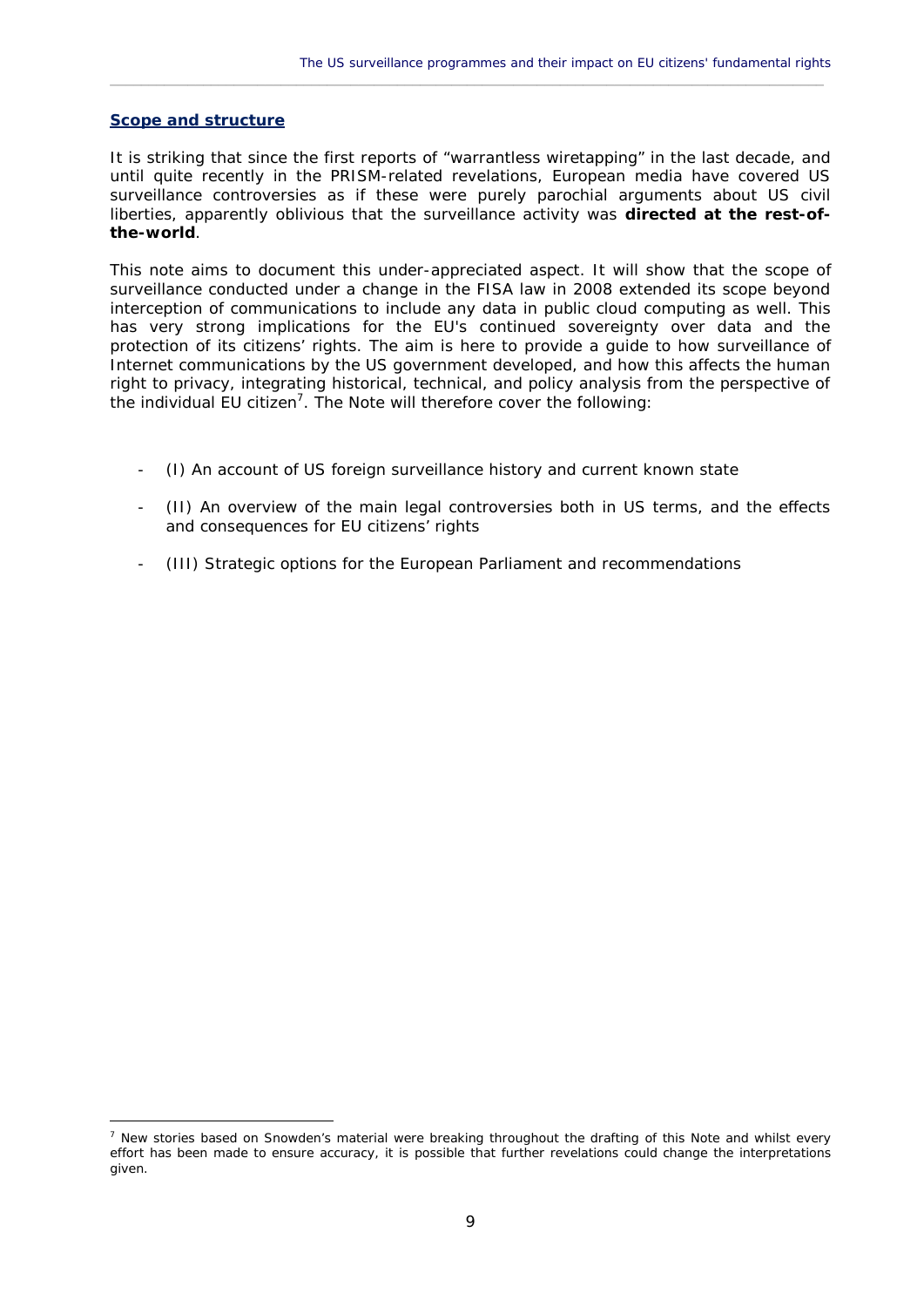## Scope and structure

It is striking that since the first reports of "warrantless wiretapping" in the last decade, and until quite recently in the PRISM-related revelations, European media have covered US surveillance controversies as if these were purely parochial arguments about US civil liberties, apparently oblivious that the surveillance activity was **directed at the rest-of-the-world**.

This note aims to document this under-appreciated aspect. It will show that the scope of surveillance conducted under a change in the FISA law in 2008 extended its scope beyond interception of communications to include any data in public cloud computing as well. This has very strong implications for the EU's continued sovereignty over data and the protection of its citizens' rights. The aim is here to provide a guide to how surveillance of Internet communications by the US government developed, and how this affects the human right to privacy, integrating historical, technical, and policy analysis from the perspective of the individual EU citizen[7]. The Note will therefore cover the following:

- (I) An account of US foreign surveillance history and current known state
- (II) An overview of the main legal controversies both in US terms, and the effects and consequences for EU citizens' rights
- (III) Strategic options for the European Parliament and recommendations

---

[7] New stories based on Snowden's material were breaking throughout the drafting of this Note and whilst every effort has been made to ensure accuracy, it is possible that further revelations could change the interpretations given.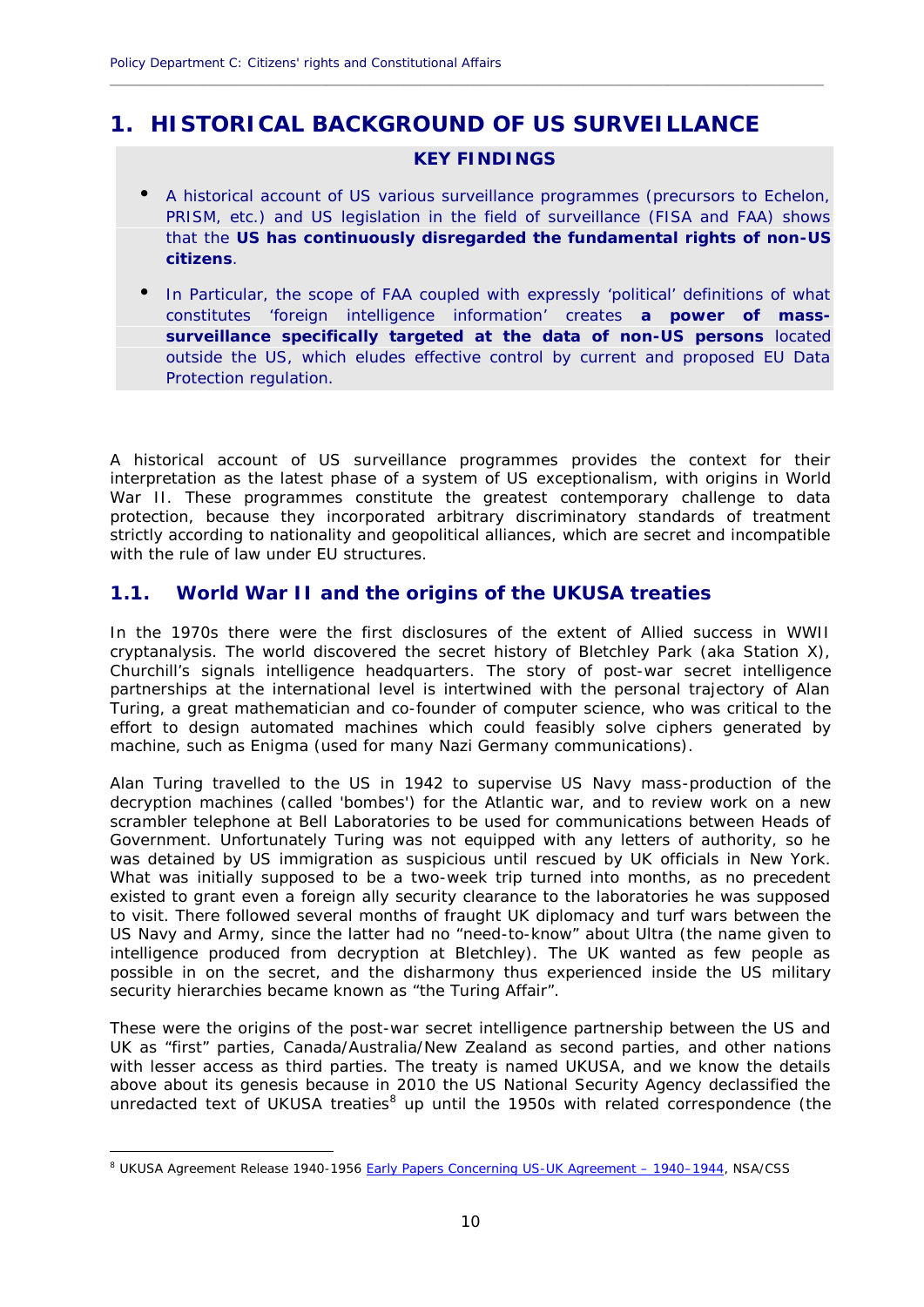# 1. HISTORICAL BACKGROUND OF US SURVEILLANCE

**KEY FINDINGS**

- A historical account of US various surveillance programmes (precursors to Echelon, PRISM, etc.) and US legislation in the field of surveillance (FISA and FAA) shows that the **US has continuously disregarded the fundamental rights of non-US citizens**.
- In Particular, the scope of FAA coupled with expressly 'political' definitions of what constitutes 'foreign intelligence information' creates **a power of mass-surveillance specifically targeted at the data of non-US persons** located outside the US, which eludes effective control by current and proposed EU Data Protection regulation.

A historical account of US surveillance programmes provides the context for their interpretation as the latest phase of a system of US exceptionalism, with origins in World War II. These programmes constitute the greatest contemporary challenge to data protection, because they incorporated arbitrary discriminatory standards of treatment strictly according to nationality and geopolitical alliances, which are secret and incompatible with the rule of law under EU structures.

## 1.1. World War II and the origins of the UKUSA treaties

In the 1970s there were the first disclosures of the extent of Allied success in WWII cryptanalysis. The world discovered the secret history of Bletchley Park (aka Station X), Churchill's signals intelligence headquarters. The story of post-war secret intelligence partnerships at the international level is intertwined with the personal trajectory of Alan Turing, a great mathematician and co-founder of computer science, who was critical to the effort to design automated machines which could feasibly solve ciphers generated by machine, such as Enigma (used for many Nazi Germany communications).

Alan Turing travelled to the US in 1942 to supervise US Navy mass-production of the decryption machines (called 'bombes') for the Atlantic war, and to review work on a new scrambler telephone at Bell Laboratories to be used for communications between Heads of Government. Unfortunately Turing was not equipped with any letters of authority, so he was detained by US immigration as suspicious until rescued by UK officials in New York. What was initially supposed to be a two-week trip turned into months, as no precedent existed to grant even a foreign ally security clearance to the laboratories he was supposed to visit. There followed several months of fraught UK diplomacy and turf wars between the US Navy and Army, since the latter had no "need-to-know" about Ultra (the name given to intelligence produced from decryption at Bletchley). The UK wanted as few people as possible in on the secret, and the disharmony thus experienced inside the US military security hierarchies became known as "the Turing Affair".

These were the origins of the post-war secret intelligence partnership between the US and UK as "first" parties, Canada/Australia/New Zealand as second parties, and other nations with lesser access as third parties. The treaty is named UKUSA, and we know the details above about its genesis because in 2010 the US National Security Agency declassified the unredacted text of UKUSA treaties[8] up until the 1950s with related correspondence (the

[8] UKUSA Agreement Release 1940-1956 Early Papers Concerning US-UK Agreement – 1940–1944, NSA/CSS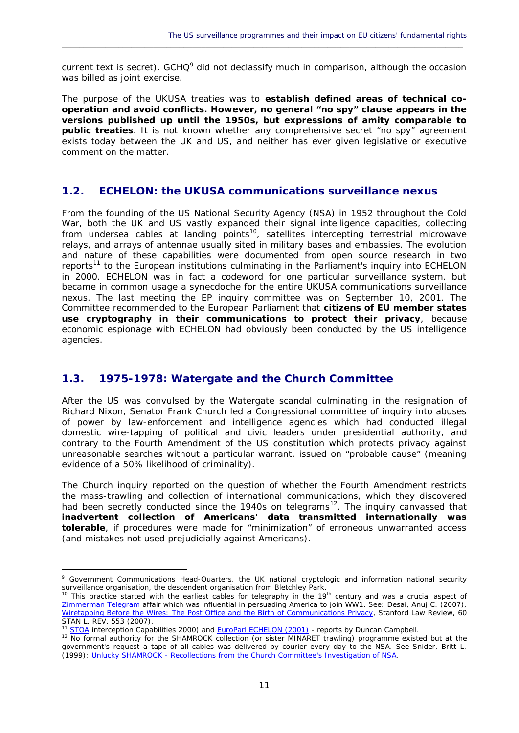current text is secret). GCHQ[9] did not declassify much in comparison, although the occasion was billed as joint exercise.

The purpose of the UKUSA treaties was to **establish defined areas of technical co-operation and avoid conflicts. However, no general "no spy" clause appears in the versions published up until the 1950s, but expressions of amity comparable to public treaties**. It is not known whether any comprehensive secret "no spy" agreement exists today between the UK and US, and neither has ever given legislative or executive comment on the matter.

## 1.2. ECHELON: the UKUSA communications surveillance nexus

From the founding of the US National Security Agency (NSA) in 1952 throughout the Cold War, both the UK and US vastly expanded their signal intelligence capacities, collecting from undersea cables at landing points[10], satellites intercepting terrestrial microwave relays, and arrays of antennae usually sited in military bases and embassies. The evolution and nature of these capabilities were documented from open source research in two reports[11] to the European institutions culminating in the Parliament's inquiry into ECHELON in 2000. ECHELON was in fact a codeword for one particular surveillance system, but became in common usage a synecdoche for the entire UKUSA communications surveillance nexus. The last meeting the EP inquiry committee was on September 10, 2001. The Committee recommended to the European Parliament that **citizens of EU member states use cryptography in their communications to protect their privacy**, because economic espionage with ECHELON had obviously been conducted by the US intelligence agencies.

## 1.3. 1975-1978: Watergate and the Church Committee

After the US was convulsed by the Watergate scandal culminating in the resignation of Richard Nixon, Senator Frank Church led a Congressional committee of inquiry into abuses of power by law-enforcement and intelligence agencies which had conducted illegal domestic wire-tapping of political and civic leaders under presidential authority, and contrary to the Fourth Amendment of the US constitution which protects privacy against unreasonable searches without a particular warrant, issued on "probable cause" (meaning evidence of a 50% likelihood of criminality).

The Church inquiry reported on the question of whether the Fourth Amendment restricts the mass-trawling and collection of international communications, which they discovered had been secretly conducted since the 1940s on telegrams[12]. The inquiry canvassed that **inadvertent collection of Americans' data transmitted internationally was tolerable**, if procedures were made for "minimization" of erroneous unwarranted access (and mistakes not used prejudicially against Americans).

---

[9] Government Communications Head-Quarters, the UK national cryptologic and information national security surveillance organisation, the descendent organisation from Bletchley Park.

[10] This practice started with the earliest cables for telegraphy in the 19th century and was a crucial aspect of Zimmerman Telegram affair which was influential in persuading America to join WW1. See: Desai, Anuj C. (2007), Wiretapping Before the Wires: The Post Office and the Birth of Communications Privacy, Stanford Law Review, 60 STAN L. REV. 553 (2007).

[11] STOA interception Capabilities 2000) and EuroParl ECHELON (2001) - reports by Duncan Campbell.

[12] No formal authority for the SHAMROCK collection (or sister MINARET trawling) programme existed but at the government's request a tape of all cables was delivered by courier every day to the NSA. See Snider, Britt L. (1999): Unlucky SHAMROCK - Recollections from the Church Committee's Investigation of NSA.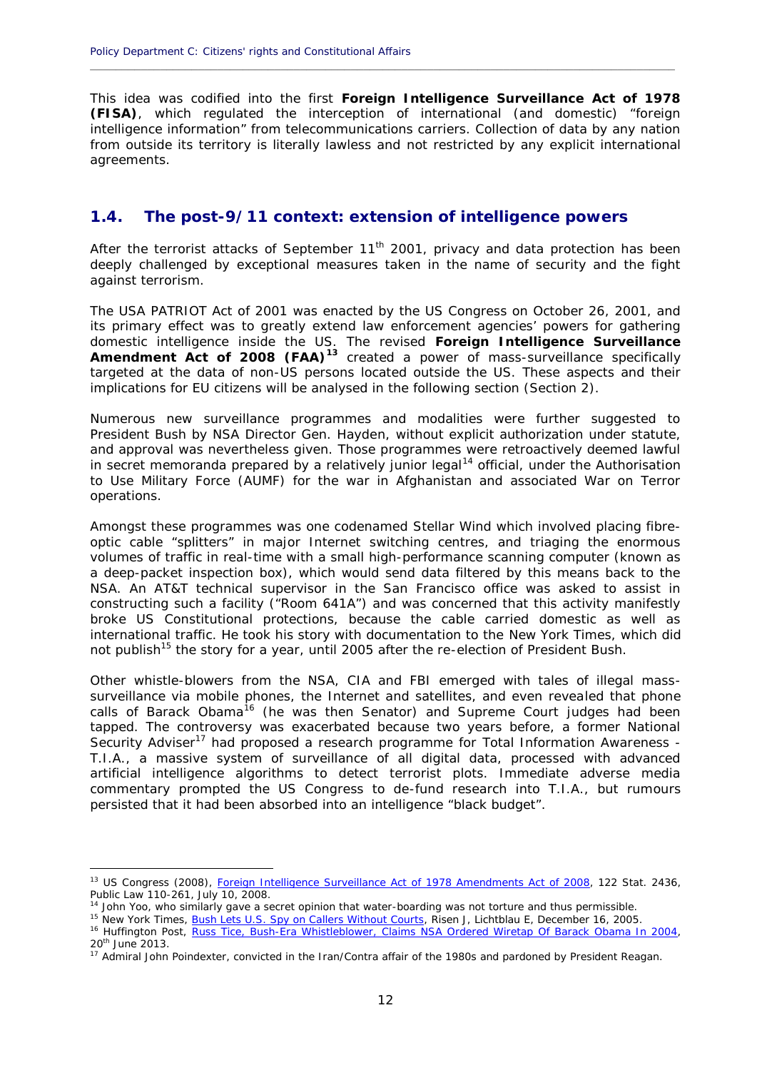This idea was codified into the first **Foreign Intelligence Surveillance Act of 1978 (FISA)**, which regulated the interception of international (and domestic) "foreign intelligence information" from telecommunications carriers. Collection of data by any nation from outside its territory is literally lawless and not restricted by any explicit international agreements.

## 1.4. The post-9/11 context: extension of intelligence powers

After the terrorist attacks of September 11th 2001, privacy and data protection has been deeply challenged by exceptional measures taken in the name of security and the fight against terrorism.

The USA PATRIOT Act of 2001 was enacted by the US Congress on October 26, 2001, and its primary effect was to greatly extend law enforcement agencies' powers for gathering domestic intelligence inside the US. The revised **Foreign Intelligence Surveillance Amendment Act of 2008 (FAA)**[13] created a power of mass-surveillance specifically targeted at the data of non-US persons located outside the US. These aspects and their implications for EU citizens will be analysed in the following section (Section 2).

Numerous new surveillance programmes and modalities were further suggested to President Bush by NSA Director Gen. Hayden, without explicit authorization under statute, and approval was nevertheless given. Those programmes were retroactively deemed lawful in secret memoranda prepared by a relatively junior legal[14] official, under the Authorisation to Use Military Force (AUMF) for the war in Afghanistan and associated War on Terror operations.

Amongst these programmes was one codenamed Stellar Wind which involved placing fibre-optic cable "splitters" in major Internet switching centres, and triaging the enormous volumes of traffic in real-time with a small high-performance scanning computer (known as a deep-packet inspection box), which would send data filtered by this means back to the NSA. An AT&T technical supervisor in the San Francisco office was asked to assist in constructing such a facility ("Room 641A") and was concerned that this activity manifestly broke US Constitutional protections, because the cable carried domestic as well as international traffic. He took his story with documentation to the New York Times, which did not publish[15] the story for a year, until 2005 after the re-election of President Bush.

Other whistle-blowers from the NSA, CIA and FBI emerged with tales of illegal mass-surveillance via mobile phones, the Internet and satellites, and even revealed that phone calls of Barack Obama[16] (he was then Senator) and Supreme Court judges had been tapped. The controversy was exacerbated because two years before, a former National Security Adviser[17] had proposed a research programme for Total Information Awareness - T.I.A., a massive system of surveillance of all digital data, processed with advanced artificial intelligence algorithms to detect terrorist plots. Immediate adverse media commentary prompted the US Congress to de-fund research into T.I.A., but rumours persisted that it had been absorbed into an intelligence "black budget".

---

[13] US Congress (2008), Foreign Intelligence Surveillance Act of 1978 Amendments Act of 2008, 122 Stat. 2436, Public Law 110-261, July 10, 2008.

[14] John Yoo, who similarly gave a secret opinion that water-boarding was not torture and thus permissible.

[15] New York Times, Bush Lets U.S. Spy on Callers Without Courts, Risen J, Lichtblau E, December 16, 2005.

[16] Huffington Post, Russ Tice, Bush-Era Whistleblower, Claims NSA Ordered Wiretap Of Barack Obama In 2004, 20th June 2013.

[17] Admiral John Poindexter, convicted in the Iran/Contra affair of the 1980s and pardoned by President Reagan.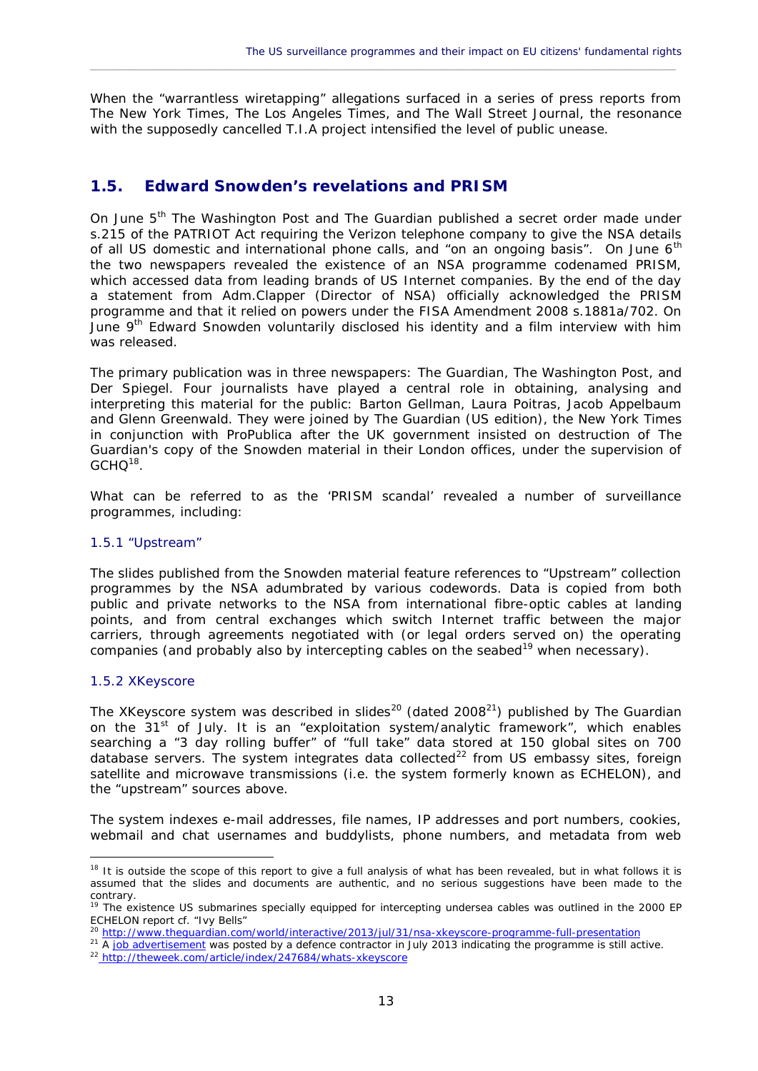When the "warrantless wiretapping" allegations surfaced in a series of press reports from The New York Times, The Los Angeles Times, and The Wall Street Journal, the resonance with the supposedly cancelled T.I.A project intensified the level of public unease.

## 1.5. Edward Snowden's revelations and PRISM

On June 5th The Washington Post and The Guardian published a secret order made under s.215 of the PATRIOT Act requiring the Verizon telephone company to give the NSA details of all US domestic and international phone calls, and "on an ongoing basis". On June 6th the two newspapers revealed the existence of an NSA programme codenamed PRISM, which accessed data from leading brands of US Internet companies. By the end of the day a statement from Adm.Clapper (Director of NSA) officially acknowledged the PRISM programme and that it relied on powers under the FISA Amendment 2008 s.1881a/702. On June 9th Edward Snowden voluntarily disclosed his identity and a film interview with him was released.

The primary publication was in three newspapers: The Guardian, The Washington Post, and Der Spiegel. Four journalists have played a central role in obtaining, analysing and interpreting this material for the public: Barton Gellman, Laura Poitras, Jacob Appelbaum and Glenn Greenwald. They were joined by The Guardian (US edition), the New York Times in conjunction with ProPublica after the UK government insisted on destruction of The Guardian's copy of the Snowden material in their London offices, under the supervision of GCHQ[18].

What can be referred to as the 'PRISM scandal' revealed a number of surveillance programmes, including:

### 1.5.1 "Upstream"

The slides published from the Snowden material feature references to "Upstream" collection programmes by the NSA adumbrated by various codewords. Data is copied from both public and private networks to the NSA from international fibre-optic cables at landing points, and from central exchanges which switch Internet traffic between the major carriers, through agreements negotiated with (or legal orders served on) the operating companies (and probably also by intercepting cables on the seabed[19] when necessary).

### 1.5.2 XKeyscore

The XKeyscore system was described in slides[20] (dated 2008[21]) published by The Guardian on the 31st of July. It is an "exploitation system/analytic framework", which enables searching a "3 day rolling buffer" of "full take" data stored at 150 global sites on 700 database servers. The system integrates data collected[22] from US embassy sites, foreign satellite and microwave transmissions (i.e. the system formerly known as ECHELON), and the "upstream" sources above.

The system indexes e-mail addresses, file names, IP addresses and port numbers, cookies, webmail and chat usernames and buddylists, phone numbers, and metadata from web

---

[18] It is outside the scope of this report to give a full analysis of what has been revealed, but in what follows it is assumed that the slides and documents are authentic, and no serious suggestions have been made to the contrary.

[19] The existence US submarines specially equipped for intercepting undersea cables was outlined in the 2000 EP ECHELON report cf. "Ivy Bells"

[20] http://www.theguardian.com/world/interactive/2013/jul/31/nsa-xkeyscore-programme-full-presentation

[21] A job advertisement was posted by a defence contractor in July 2013 indicating the programme is still active.

[22] http://theweek.com/article/index/247684/whats-xkeyscore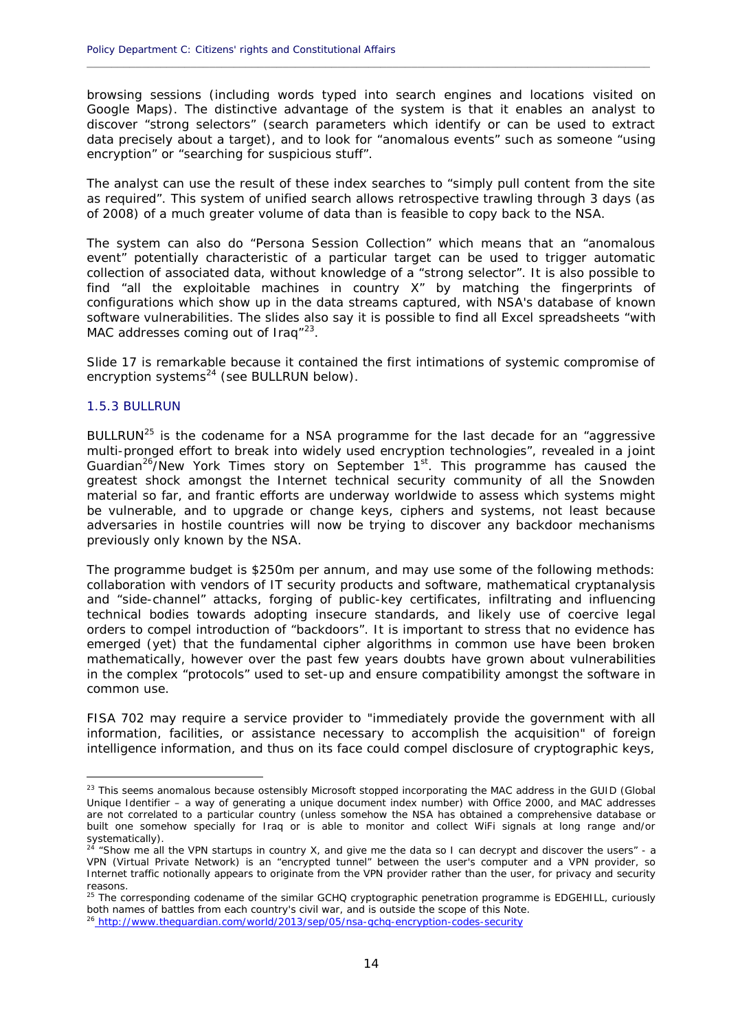browsing sessions (including words typed into search engines and locations visited on Google Maps). The distinctive advantage of the system is that it enables an analyst to discover "strong selectors" (search parameters which identify or can be used to extract data precisely about a target), and to look for "anomalous events" such as someone "using encryption" or "searching for suspicious stuff".

The analyst can use the result of these index searches to "simply pull content from the site as required". This system of unified search allows retrospective trawling through 3 days (as of 2008) of a much greater volume of data than is feasible to copy back to the NSA.

The system can also do "Persona Session Collection" which means that an "anomalous event" potentially characteristic of a particular target can be used to trigger automatic collection of associated data, without knowledge of a "strong selector". It is also possible to find "all the exploitable machines in country X" by matching the fingerprints of configurations which show up in the data streams captured, with NSA's database of known software vulnerabilities. The slides also say it is possible to find all Excel spreadsheets "with MAC addresses coming out of Iraq"[23].

Slide 17 is remarkable because it contained the first intimations of systemic compromise of encryption systems[24] (see BULLRUN below).

### 1.5.3 BULLRUN

BULLRUN[25] is the codename for a NSA programme for the last decade for an "aggressive multi-pronged effort to break into widely used encryption technologies", revealed in a joint Guardian[26]/New York Times story on September 1st. This programme has caused the greatest shock amongst the Internet technical security community of all the Snowden material so far, and frantic efforts are underway worldwide to assess which systems might be vulnerable, and to upgrade or change keys, ciphers and systems, not least because adversaries in hostile countries will now be trying to discover any backdoor mechanisms previously only known by the NSA.

The programme budget is $250m per annum, and may use some of the following methods: collaboration with vendors of IT security products and software, mathematical cryptanalysis and "side-channel" attacks, forging of public-key certificates, infiltrating and influencing technical bodies towards adopting insecure standards, and likely use of coercive legal orders to compel introduction of "backdoors". It is important to stress that no evidence has emerged (yet) that the fundamental cipher algorithms in common use have been broken mathematically, however over the past few years doubts have grown about vulnerabilities in the complex "protocols" used to set-up and ensure compatibility amongst the software in common use.

FISA 702 may require a service provider to "immediately provide the government with all information, facilities, or assistance necessary to accomplish the acquisition" of foreign intelligence information, and thus on its face could compel disclosure of cryptographic keys,

---

[23] This seems anomalous because ostensibly Microsoft stopped incorporating the MAC address in the GUID (Global Unique Identifier – a way of generating a unique document index number) with Office 2000, and MAC addresses are not correlated to a particular country (unless somehow the NSA has obtained a comprehensive database or built one somehow specially for Iraq or is able to monitor and collect WiFi signals at long range and/or systematically).

[24] "Show me all the VPN startups in country X, and give me the data so I can decrypt and discover the users" - a VPN (Virtual Private Network) is an "encrypted tunnel" between the user's computer and a VPN provider, so Internet traffic notionally appears to originate from the VPN provider rather than the user, for privacy and security reasons.

[25] The corresponding codename of the similar GCHQ cryptographic penetration programme is EDGEHILL, curiously both names of battles from each country's civil war, and is outside the scope of this Note.

[26] http://www.theguardian.com/world/2013/sep/05/nsa-gchq-encryption-codes-security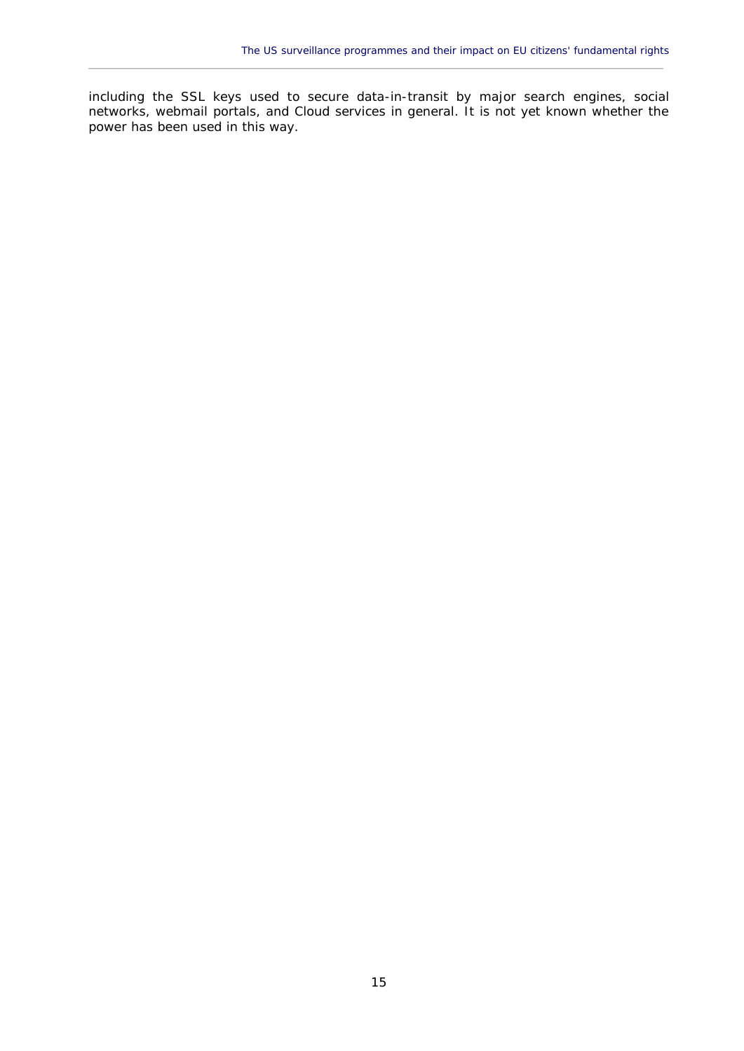including the SSL keys used to secure data-in-transit by major search engines, social networks, webmail portals, and Cloud services in general. It is not yet known whether the power has been used in this way.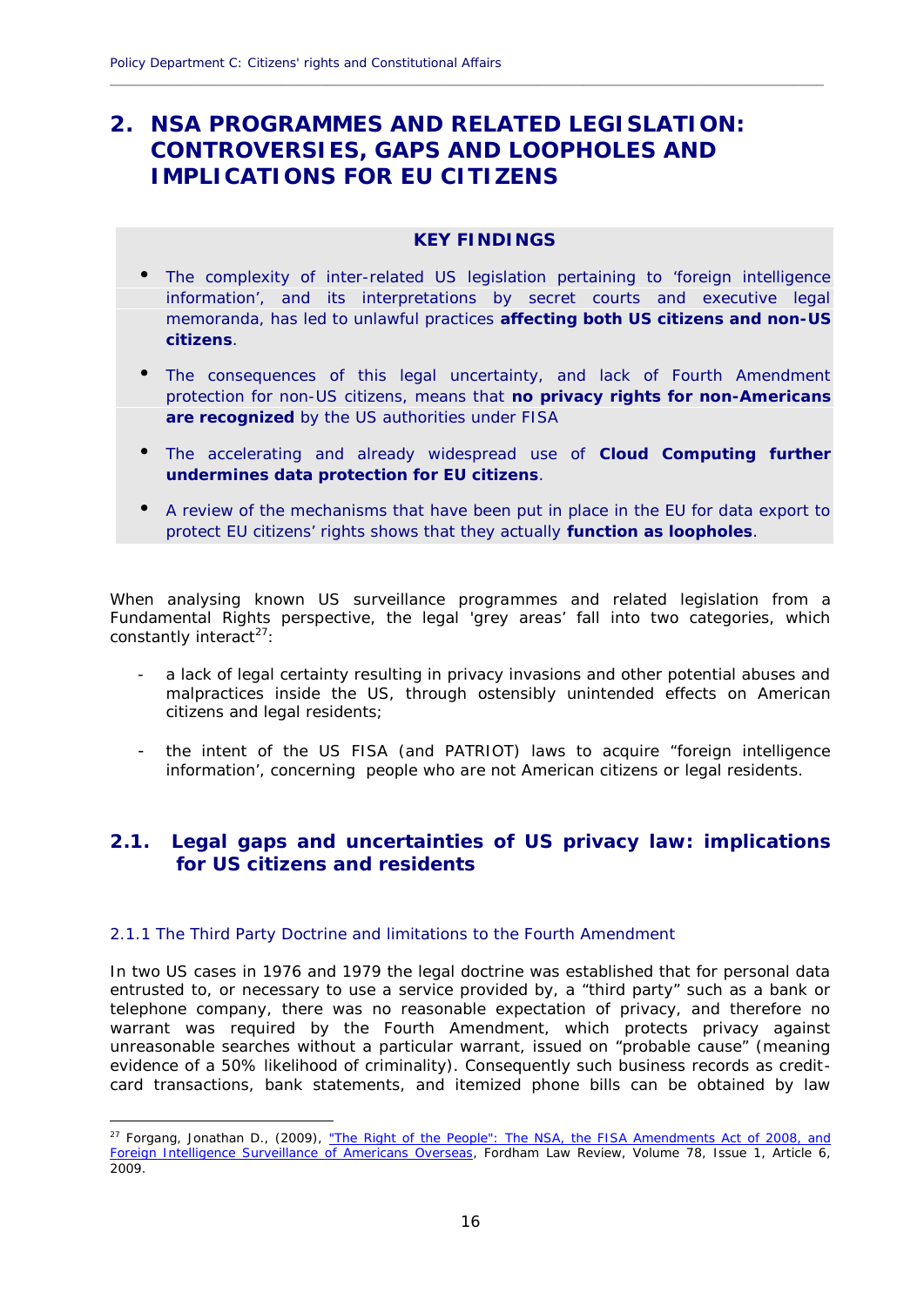# 2. NSA PROGRAMMES AND RELATED LEGISLATION: CONTROVERSIES, GAPS AND LOOPHOLES AND IMPLICATIONS FOR EU CITIZENS

**KEY FINDINGS**

- The complexity of inter-related US legislation pertaining to 'foreign intelligence information', and its interpretations by secret courts and executive legal memoranda, has led to unlawful practices **affecting both US citizens and non-US citizens**.
- The consequences of this legal uncertainty, and lack of Fourth Amendment protection for non-US citizens, means that **no privacy rights for non-Americans are recognized** by the US authorities under FISA
- The accelerating and already widespread use of **Cloud Computing further undermines data protection for EU citizens**.
- A review of the mechanisms that have been put in place in the EU for data export to protect EU citizens' rights shows that they actually **function as loopholes**.

When analysing known US surveillance programmes and related legislation from a Fundamental Rights perspective, the legal 'grey areas' fall into two categories, which constantly interact[27]:

- a lack of legal certainty resulting in privacy invasions and other potential abuses and malpractices inside the US, through ostensibly unintended effects on American citizens and legal residents;
- the intent of the US FISA (and PATRIOT) laws to acquire "foreign intelligence information', concerning people who are not American citizens or legal residents.

## 2.1. Legal gaps and uncertainties of US privacy law: implications for US citizens and residents

### 2.1.1 The Third Party Doctrine and limitations to the Fourth Amendment

In two US cases in 1976 and 1979 the legal doctrine was established that for personal data entrusted to, or necessary to use a service provided by, a "third party" such as a bank or telephone company, there was no reasonable expectation of privacy, and therefore no warrant was required by the Fourth Amendment, which protects privacy against unreasonable searches without a particular warrant, issued on "probable cause" (meaning evidence of a 50% likelihood of criminality). Consequently such business records as credit-card transactions, bank statements, and itemized phone bills can be obtained by law

[27] Forgang, Jonathan D., (2009), "The Right of the People": The NSA, the FISA Amendments Act of 2008, and Foreign Intelligence Surveillance of Americans Overseas, Fordham Law Review, Volume 78, Issue 1, Article 6, 2009.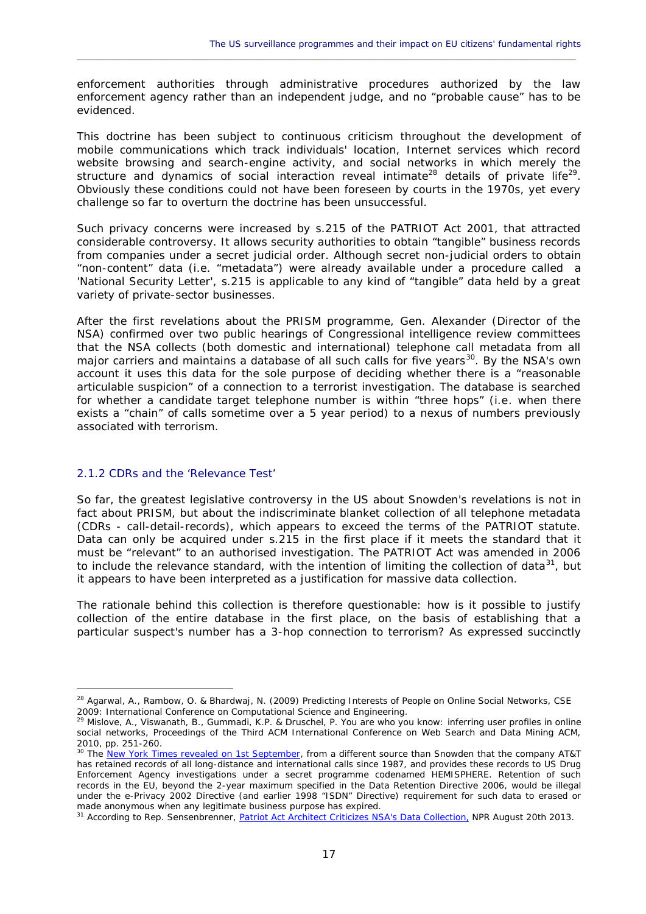enforcement authorities through administrative procedures authorized by the law enforcement agency rather than an independent judge, and no "probable cause" has to be evidenced.

This doctrine has been subject to continuous criticism throughout the development of mobile communications which track individuals' location, Internet services which record website browsing and search-engine activity, and social networks in which merely the structure and dynamics of social interaction reveal intimate[28] details of private life[29]. Obviously these conditions could not have been foreseen by courts in the 1970s, yet every challenge so far to overturn the doctrine has been unsuccessful.

Such privacy concerns were increased by s.215 of the PATRIOT Act 2001, that attracted considerable controversy. It allows security authorities to obtain "tangible" business records from companies under a secret judicial order. Although secret non-judicial orders to obtain "non-content" data (i.e. "metadata") were already available under a procedure called a 'National Security Letter', s.215 is applicable to any kind of "tangible" data held by a great variety of private-sector businesses.

After the first revelations about the PRISM programme, Gen. Alexander (Director of the NSA) confirmed over two public hearings of Congressional intelligence review committees that the NSA collects (both domestic and international) telephone call metadata from all major carriers and maintains a database of all such calls for five years[30]. By the NSA's own account it uses this data for the sole purpose of deciding whether there is a "reasonable articulable suspicion" of a connection to a terrorist investigation. The database is searched for whether a candidate target telephone number is within "three hops" (i.e. when there exists a "chain" of calls sometime over a 5 year period) to a nexus of numbers previously associated with terrorism.

### 2.1.2 CDRs and the 'Relevance Test'

So far, the greatest legislative controversy in the US about Snowden's revelations is not in fact about PRISM, but about the indiscriminate blanket collection of all telephone metadata (CDRs - call-detail-records), which appears to exceed the terms of the PATRIOT statute. Data can only be acquired under s.215 in the first place if it meets the standard that it must be "relevant" to an authorised investigation. The PATRIOT Act was amended in 2006 to include the relevance standard, with the intention of limiting the collection of data[31], but it appears to have been interpreted as a justification for massive data collection.

The rationale behind this collection is therefore questionable: how is it possible to justify collection of the entire database in the first place, on the basis of establishing that a particular suspect's number has a 3-hop connection to terrorism? As expressed succinctly

---

[28] Agarwal, A., Rambow, O. & Bhardwaj, N. (2009) Predicting Interests of People on Online Social Networks, CSE 2009: International Conference on Computational Science and Engineering.

[29] Mislove, A., Viswanath, B., Gummadi, K.P. & Druschel, P. You are who you know: inferring user profiles in online social networks, Proceedings of the Third ACM International Conference on Web Search and Data Mining ACM, 2010, pp. 251-260.

[30] The New York Times revealed on 1st September, from a different source than Snowden that the company AT&T has retained records of all long-distance and international calls since 1987, and provides these records to US Drug Enforcement Agency investigations under a secret programme codenamed HEMISPHERE. Retention of such records in the EU, beyond the 2-year maximum specified in the Data Retention Directive 2006, would be illegal under the e-Privacy 2002 Directive (and earlier 1998 "ISDN" Directive) requirement for such data to erased or made anonymous when any legitimate business purpose has expired.

[31] According to Rep. Sensenbrenner, Patriot Act Architect Criticizes NSA's Data Collection, NPR August 20th 2013.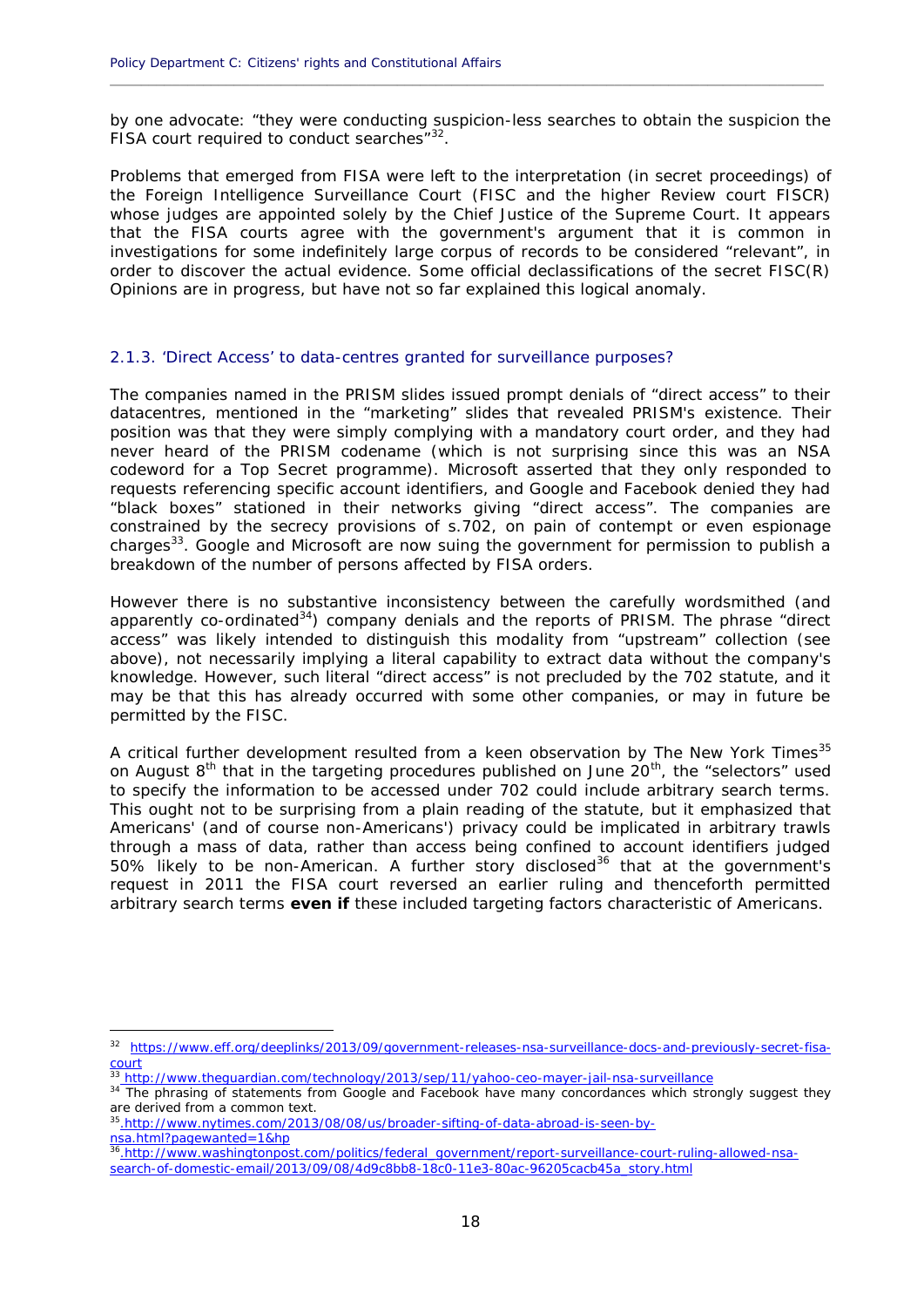by one advocate: "they were conducting suspicion-less searches to obtain the suspicion the FISA court required to conduct searches"[32].

Problems that emerged from FISA were left to the interpretation (in secret proceedings) of the Foreign Intelligence Surveillance Court (FISC and the higher Review court FISCR) whose judges are appointed solely by the Chief Justice of the Supreme Court. It appears that the FISA courts agree with the government's argument that it is common in investigations for some indefinitely large corpus of records to be considered "relevant", in order to discover the actual evidence. Some official declassifications of the secret FISC(R) Opinions are in progress, but have not so far explained this logical anomaly.

### 2.1.3. 'Direct Access' to data-centres granted for surveillance purposes?

The companies named in the PRISM slides issued prompt denials of "direct access" to their datacentres, mentioned in the "marketing" slides that revealed PRISM's existence. Their position was that they were simply complying with a mandatory court order, and they had never heard of the PRISM codename (which is not surprising since this was an NSA codeword for a Top Secret programme). Microsoft asserted that they only responded to requests referencing specific account identifiers, and Google and Facebook denied they had "black boxes" stationed in their networks giving "direct access". The companies are constrained by the secrecy provisions of s.702, on pain of contempt or even espionage charges[33]. Google and Microsoft are now suing the government for permission to publish a breakdown of the number of persons affected by FISA orders.

However there is no substantive inconsistency between the carefully wordsmithed (and apparently co-ordinated[34]) company denials and the reports of PRISM. The phrase "direct access" was likely intended to distinguish this modality from "upstream" collection (see above), not necessarily implying a literal capability to extract data without the company's knowledge. However, such literal "direct access" is not precluded by the 702 statute, and it may be that this has already occurred with some other companies, or may in future be permitted by the FISC.

A critical further development resulted from a keen observation by The New York Times[35] on August 8th that in the targeting procedures published on June 20th, the "selectors" used to specify the information to be accessed under 702 could include arbitrary search terms. This ought not to be surprising from a plain reading of the statute, but it emphasized that Americans' (and of course non-Americans') privacy could be implicated in arbitrary trawls through a mass of data, rather than access being confined to account identifiers judged 50% likely to be non-American. A further story disclosed[36] that at the government's request in 2011 the FISA court reversed an earlier ruling and thenceforth permitted arbitrary search terms **even if** these included targeting factors characteristic of Americans.

---

[32] https://www.eff.org/deeplinks/2013/09/government-releases-nsa-surveillance-docs-and-previously-secret-fisa-court

[33] http://www.theguardian.com/technology/2013/sep/11/yahoo-ceo-mayer-jail-nsa-surveillance

[34] The phrasing of statements from Google and Facebook have many concordances which strongly suggest they are derived from a common text.

[35] http://www.nytimes.com/2013/08/08/us/broader-sifting-of-data-abroad-is-seen-by-nsa.html?pagewanted=1&hp

[36] http://www.washingtonpost.com/politics/federal_government/report-surveillance-court-ruling-allowed-nsa-search-of-domestic-email/2013/09/08/4d9c8bb8-18c0-11e3-80ac-96205cacb45a_story.html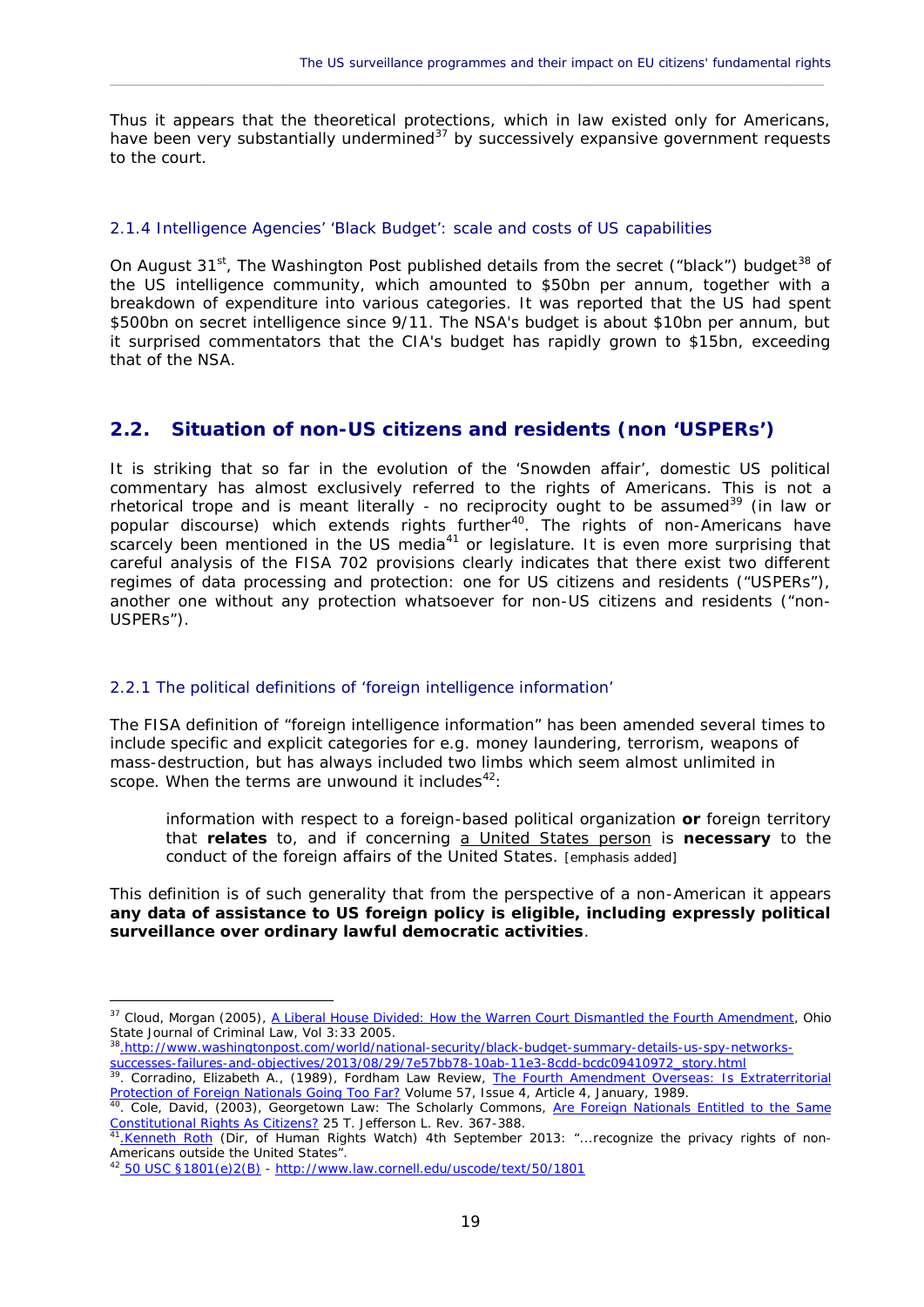Thus it appears that the theoretical protections, which in law existed only for Americans, have been very substantially undermined[37] by successively expansive government requests to the court.

### 2.1.4 Intelligence Agencies' 'Black Budget': scale and costs of US capabilities

On August 31st, The Washington Post published details from the secret ("black") budget[38] of the US intelligence community, which amounted to \$50bn per annum, together with a breakdown of expenditure into various categories. It was reported that the US had spent \$500bn on secret intelligence since 9/11. The NSA's budget is about \$10bn per annum, but it surprised commentators that the CIA's budget has rapidly grown to \$15bn, exceeding that of the NSA.

## 2.2. Situation of non-US citizens and residents (non 'USPERs')

It is striking that so far in the evolution of the 'Snowden affair', domestic US political commentary has almost exclusively referred to the rights of Americans. This is not a rhetorical trope and is meant literally - no reciprocity ought to be assumed[39] (in law or popular discourse) which extends rights further[40]. The rights of non-Americans have scarcely been mentioned in the US media[41] or legislature. It is even more surprising that careful analysis of the FISA 702 provisions clearly indicates that there exist two different regimes of data processing and protection: one for US citizens and residents ("USPERs"), another one without any protection whatsoever for non-US citizens and residents ("non-USPERs").

### 2.2.1 The political definitions of 'foreign intelligence information'

The FISA definition of "foreign intelligence information" has been amended several times to include specific and explicit categories for e.g. money laundering, terrorism, weapons of mass-destruction, but has always included two limbs which seem almost unlimited in scope. When the terms are unwound it includes[42]:

> information with respect to a foreign-based political organization **or** foreign territory that **relates** to, and if concerning a United States person is **necessary** to the conduct of the foreign affairs of the United States. [emphasis added]

This definition is of such generality that from the perspective of a non-American it appears **any data of assistance to US foreign policy is eligible, including expressly political surveillance over ordinary lawful democratic activities**.

---

[37] Cloud, Morgan (2005), A Liberal House Divided: How the Warren Court Dismantled the Fourth Amendment, Ohio State Journal of Criminal Law, Vol 3:33 2005.

[38] http://www.washingtonpost.com/world/national-security/black-budget-summary-details-us-spy-networks-successes-failures-and-objectives/2013/08/29/7e57bb78-10ab-11e3-8cdd-bcdc09410972_story.html

[39]. Corradino, Elizabeth A., (1989), Fordham Law Review, The Fourth Amendment Overseas: Is Extraterritorial Protection of Foreign Nationals Going Too Far? Volume 57, Issue 4, Article 4, January, 1989.

[40]. Cole, David, (2003), Georgetown Law: The Scholarly Commons, Are Foreign Nationals Entitled to the Same Constitutional Rights As Citizens? 25 T. Jefferson L. Rev. 367-388.

[41]. Kenneth Roth (Dir, of Human Rights Watch) 4th September 2013: "...recognize the privacy rights of non-Americans outside the United States".

[42] 50 USC §1801(e)2(B) - http://www.law.cornell.edu/uscode/text/50/1801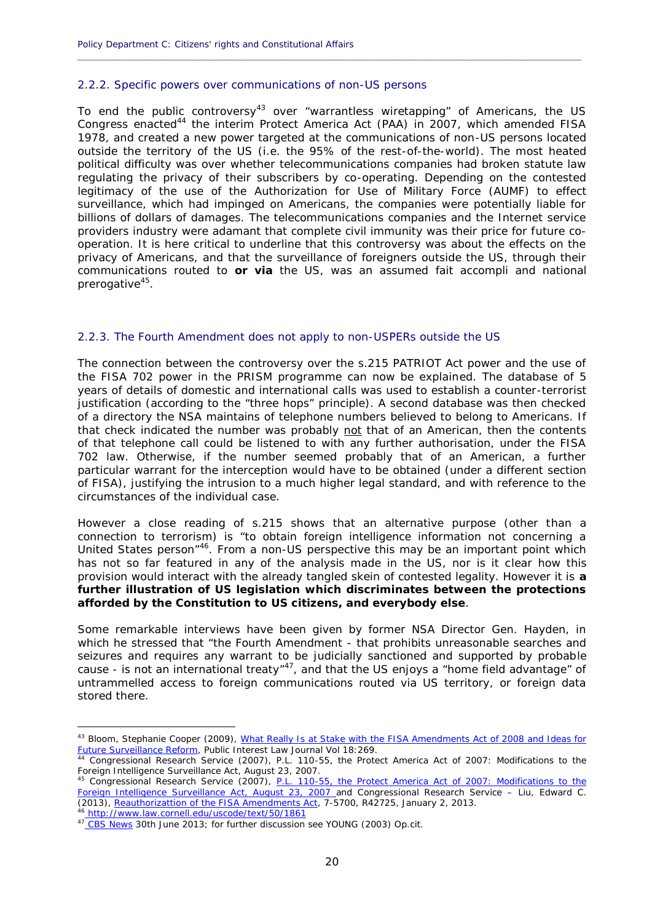### 2.2.2. Specific powers over communications of non-US persons

To end the public controversy[43] over "warrantless wiretapping" of Americans, the US Congress enacted[44] the interim Protect America Act (PAA) in 2007, which amended FISA 1978, and created a new power targeted at the communications of non-US persons located outside the territory of the US (i.e. the 95% of the rest-of-the-world). The most heated political difficulty was over whether telecommunications companies had broken statute law regulating the privacy of their subscribers by co-operating. Depending on the contested legitimacy of the use of the Authorization for Use of Military Force (AUMF) to effect surveillance, which had impinged on Americans, the companies were potentially liable for billions of dollars of damages. The telecommunications companies and the Internet service providers industry were adamant that complete civil immunity was their price for future co-operation. It is here critical to underline that this controversy was about the effects on the privacy of Americans, and that the surveillance of foreigners outside the US, through their communications routed to **or via** the US, was an assumed fait accompli and national prerogative[45].

### 2.2.3. The Fourth Amendment does not apply to non-USPERs outside the US

The connection between the controversy over the s.215 PATRIOT Act power and the use of the FISA 702 power in the PRISM programme can now be explained. The database of 5 years of details of domestic and international calls was used to establish a counter-terrorist justification (according to the "three hops" principle). A second database was then checked of a directory the NSA maintains of telephone numbers believed to belong to Americans. If that check indicated the number was probably not that of an American, then the contents of that telephone call could be listened to with any further authorisation, under the FISA 702 law. Otherwise, if the number seemed probably that of an American, a further particular warrant for the interception would have to be obtained (under a different section of FISA), justifying the intrusion to a much higher legal standard, and with reference to the circumstances of the individual case.

However a close reading of s.215 shows that an alternative purpose (other than a connection to terrorism) is "to obtain foreign intelligence information not concerning a United States person"[46]. From a non-US perspective this may be an important point which has not so far featured in any of the analysis made in the US, nor is it clear how this provision would interact with the already tangled skein of contested legality. However it is **a further illustration of US legislation which discriminates between the protections afforded by the Constitution to US citizens, and everybody else**.

Some remarkable interviews have been given by former NSA Director Gen. Hayden, in which he stressed that "the Fourth Amendment - that prohibits unreasonable searches and seizures and requires any warrant to be judicially sanctioned and supported by probable cause - is not an international treaty"[47], and that the US enjoys a "home field advantage" of untrammelled access to foreign communications routed via US territory, or foreign data stored there.

---

[43] Bloom, Stephanie Cooper (2009), What Really Is at Stake with the FISA Amendments Act of 2008 and Ideas for Future Surveillance Reform, Public Interest Law Journal Vol 18:269.

[44] Congressional Research Service (2007), P.L. 110-55, the Protect America Act of 2007: Modifications to the Foreign Intelligence Surveillance Act, August 23, 2007.

[45] Congressional Research Service (2007), P.L. 110-55, the Protect America Act of 2007: Modifications to the Foreign Intelligence Surveillance Act, August 23, 2007 and Congressional Research Service – Liu, Edward C. (2013), Reauthorizattion of the FISA Amendments Act, 7-5700, R42725, January 2, 2013.

[46] http://www.law.cornell.edu/uscode/text/50/1861

[47] CBS News 30th June 2013; for further discussion see YOUNG (2003) Op.cit.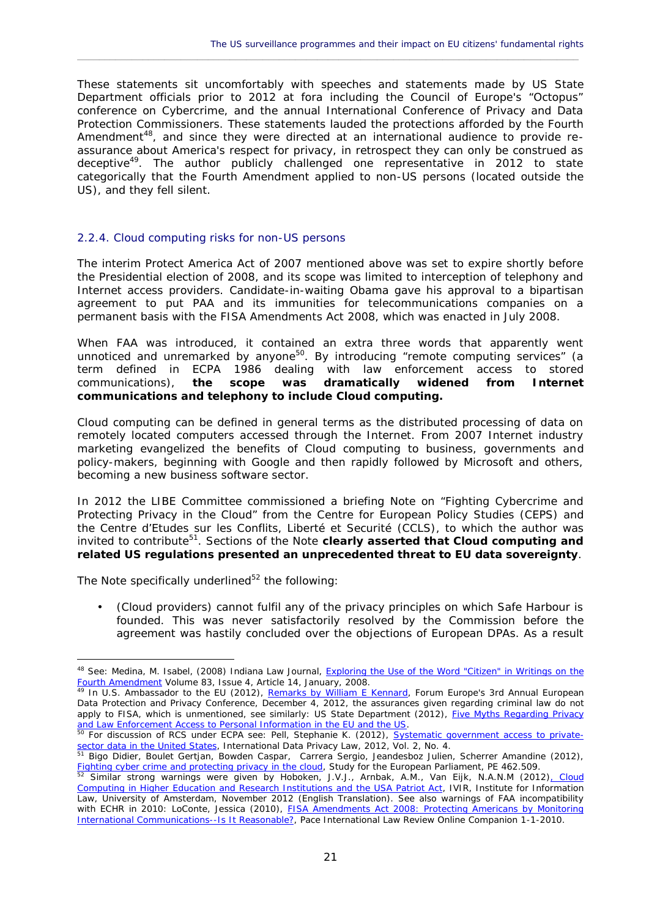These statements sit uncomfortably with speeches and statements made by US State Department officials prior to 2012 at fora including the Council of Europe's "Octopus" conference on Cybercrime, and the annual International Conference of Privacy and Data Protection Commissioners. These statements lauded the protections afforded by the Fourth Amendment[48], and since they were directed at an international audience to provide re-assurance about America's respect for privacy, in retrospect they can only be construed as deceptive[49]. The author publicly challenged one representative in 2012 to state categorically that the Fourth Amendment applied to non-US persons (located outside the US), and they fell silent.

### 2.2.4. Cloud computing risks for non-US persons

The interim Protect America Act of 2007 mentioned above was set to expire shortly before the Presidential election of 2008, and its scope was limited to interception of telephony and Internet access providers. Candidate-in-waiting Obama gave his approval to a bipartisan agreement to put PAA and its immunities for telecommunications companies on a permanent basis with the FISA Amendments Act 2008, which was enacted in July 2008.

When FAA was introduced, it contained an extra three words that apparently went unnoticed and unremarked by anyone[50]. By introducing "remote computing services" (a term defined in ECPA 1986 dealing with law enforcement access to stored communications), **the scope was dramatically widened from Internet communications and telephony to include Cloud computing.**

Cloud computing can be defined in general terms as the distributed processing of data on remotely located computers accessed through the Internet. From 2007 Internet industry marketing evangelized the benefits of Cloud computing to business, governments and policy-makers, beginning with Google and then rapidly followed by Microsoft and others, becoming a new business software sector.

In 2012 the LIBE Committee commissioned a briefing Note on "Fighting Cybercrime and Protecting Privacy in the Cloud" from the Centre for European Policy Studies (CEPS) and the Centre d'Etudes sur les Conflits, Liberté et Securité (CCLS), to which the author was invited to contribute[51]. Sections of the Note **clearly asserted that Cloud computing and related US regulations presented an unprecedented threat to EU data sovereignty**.

The Note specifically underlined[52] the following:

- (Cloud providers) cannot fulfil any of the privacy principles on which Safe Harbour is founded. This was never satisfactorily resolved by the Commission before the agreement was hastily concluded over the objections of European DPAs. As a result

---

[48] See: Medina, M. Isabel, (2008) Indiana Law Journal, Exploring the Use of the Word "Citizen" in Writings on the Fourth Amendment Volume 83, Issue 4, Article 14, January, 2008.

[49] In U.S. Ambassador to the EU (2012), Remarks by William E Kennard, Forum Europe's 3rd Annual European Data Protection and Privacy Conference, December 4, 2012, the assurances given regarding criminal law do not apply to FISA, which is unmentioned, see similarly: US State Department (2012), Five Myths Regarding Privacy and Law Enforcement Access to Personal Information in the EU and the US.

[50] For discussion of RCS under ECPA see: Pell, Stephanie K. (2012), Systematic government access to private-sector data in the United States, International Data Privacy Law, 2012, Vol. 2, No. 4.

[51] Bigo Didier, Boulet Gertjan, Bowden Caspar, Carrera Sergio, Jeandesboz Julien, Scherrer Amandine (2012), Fighting cyber crime and protecting privacy in the cloud, Study for the European Parliament, PE 462.509.

[52] Similar strong warnings were given by Hoboken, J.V.J., Arnbak, A.M., Van Eijk, N.A.N.M (2012), Cloud Computing in Higher Education and Research Institutions and the USA Patriot Act, IVIR, Institute for Information Law, University of Amsterdam, November 2012 (English Translation). See also warnings of FAA incompatibility with ECHR in 2010: LoConte, Jessica (2010), FISA Amendments Act 2008: Protecting Americans by Monitoring International Communications--Is It Reasonable?, Pace International Law Review Online Companion 1-1-2010.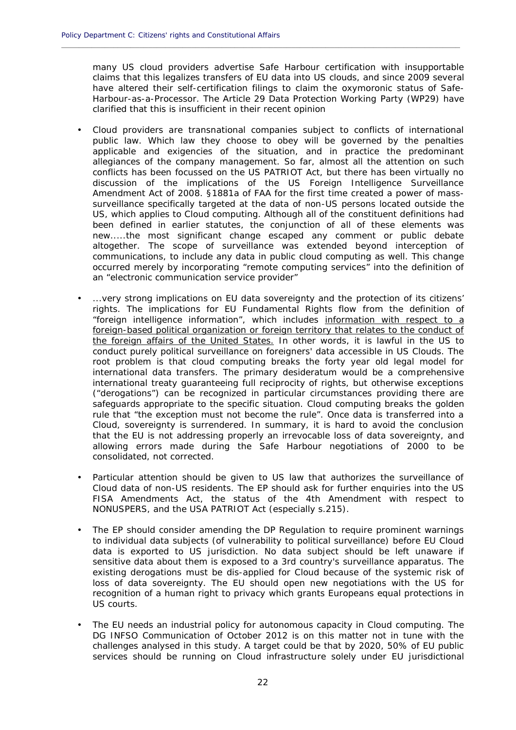many US cloud providers advertise Safe Harbour certification with insupportable claims that this legalizes transfers of EU data into US clouds, and since 2009 several have altered their self-certification filings to claim the oxymoronic status of Safe-Harbour-as-a-Processor. The Article 29 Data Protection Working Party (WP29) have clarified that this is insufficient in their recent opinion

- Cloud providers are transnational companies subject to conflicts of international public law. Which law they choose to obey will be governed by the penalties applicable and exigencies of the situation, and in practice the predominant allegiances of the company management. So far, almost all the attention on such conflicts has been focussed on the US PATRIOT Act, but there has been virtually no discussion of the implications of the US Foreign Intelligence Surveillance Amendment Act of 2008. §1881a of FAA for the first time created a power of mass-surveillance specifically targeted at the data of non-US persons located outside the US, which applies to Cloud computing. Although all of the constituent definitions had been defined in earlier statutes, the conjunction of all of these elements was new.....the most significant change escaped any comment or public debate altogether. The scope of surveillance was extended beyond interception of communications, to include any data in public cloud computing as well. This change occurred merely by incorporating "remote computing services" into the definition of an "electronic communication service provider"

- ...very strong implications on EU data sovereignty and the protection of its citizens' rights. The implications for EU Fundamental Rights flow from the definition of "foreign intelligence information", which includes <u>information with respect to a foreign-based political organization or foreign territory that relates to the conduct of the foreign affairs of the United States.</u> In other words, it is lawful in the US to conduct purely political surveillance on foreigners' data accessible in US Clouds. The root problem is that cloud computing breaks the forty year old legal model for international data transfers. The primary desideratum would be a comprehensive international treaty guaranteeing full reciprocity of rights, but otherwise exceptions ("derogations") can be recognized in particular circumstances providing there are safeguards appropriate to the specific situation. Cloud computing breaks the golden rule that "the exception must not become the rule". Once data is transferred into a Cloud, sovereignty is surrendered. In summary, it is hard to avoid the conclusion that the EU is not addressing properly an irrevocable loss of data sovereignty, and allowing errors made during the Safe Harbour negotiations of 2000 to be consolidated, not corrected.

- Particular attention should be given to US law that authorizes the surveillance of Cloud data of non-US residents. The EP should ask for further enquiries into the US FISA Amendments Act, the status of the 4th Amendment with respect to NONUSPERS, and the USA PATRIOT Act (especially s.215).

- The EP should consider amending the DP Regulation to require prominent warnings to individual data subjects (of vulnerability to political surveillance) before EU Cloud data is exported to US jurisdiction. No data subject should be left unaware if sensitive data about them is exposed to a 3rd country's surveillance apparatus. The existing derogations must be dis-applied for Cloud because of the systemic risk of loss of data sovereignty. The EU should open new negotiations with the US for recognition of a human right to privacy which grants Europeans equal protections in US courts.

- The EU needs an industrial policy for autonomous capacity in Cloud computing. The DG INFSO Communication of October 2012 is on this matter not in tune with the challenges analysed in this study. A target could be that by 2020, 50% of EU public services should be running on Cloud infrastructure solely under EU jurisdictional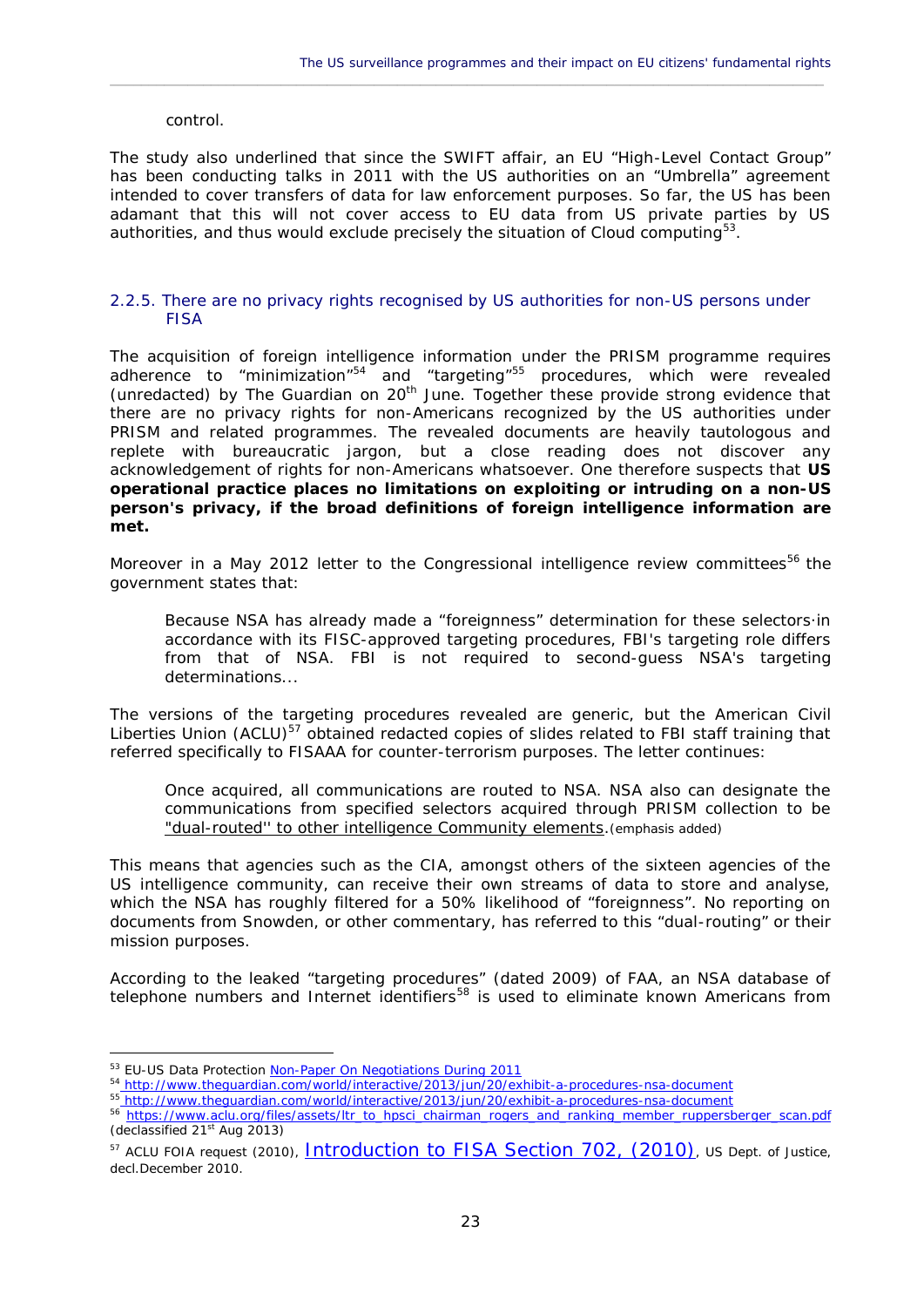control.

The study also underlined that since the SWIFT affair, an EU "High-Level Contact Group" has been conducting talks in 2011 with the US authorities on an "Umbrella" agreement intended to cover transfers of data for law enforcement purposes. So far, the US has been adamant that this will not cover access to EU data from US private parties by US authorities, and thus would exclude precisely the situation of Cloud computing[53].

### 2.2.5. There are no privacy rights recognised by US authorities for non-US persons under FISA

The acquisition of foreign intelligence information under the PRISM programme requires adherence to "minimization"[54] and "targeting"[55] procedures, which were revealed (unredacted) by The Guardian on 20th June. Together these provide strong evidence that there are no privacy rights for non-Americans recognized by the US authorities under PRISM and related programmes. The revealed documents are heavily tautologous and replete with bureaucratic jargon, but a close reading does not discover any acknowledgement of rights for non-Americans whatsoever. One therefore suspects that **US operational practice places no limitations on exploiting or intruding on a non-US person's privacy, if the broad definitions of foreign intelligence information are met.**

Moreover in a May 2012 letter to the Congressional intelligence review committees[56] the government states that:

> Because NSA has already made a "foreignness" determination for these selectors·in accordance with its FISC-approved targeting procedures, FBI's targeting role differs from that of NSA. FBI is not required to second-guess NSA's targeting determinations...

The versions of the targeting procedures revealed are generic, but the American Civil Liberties Union (ACLU)[57] obtained redacted copies of slides related to FBI staff training that referred specifically to FISAAA for counter-terrorism purposes. The letter continues:

> Once acquired, all communications are routed to NSA. NSA also can designate the communications from specified selectors acquired through PRISM collection to be "dual-routed'' to other intelligence Community elements.(emphasis added)

This means that agencies such as the CIA, amongst others of the sixteen agencies of the US intelligence community, can receive their own streams of data to store and analyse, which the NSA has roughly filtered for a 50% likelihood of "foreignness". No reporting on documents from Snowden, or other commentary, has referred to this "dual-routing" or their mission purposes.

According to the leaked "targeting procedures" (dated 2009) of FAA, an NSA database of telephone numbers and Internet identifiers[58] is used to eliminate known Americans from

---

[53] EU-US Data Protection Non-Paper On Negotiations During 2011

[54] http://www.theguardian.com/world/interactive/2013/jun/20/exhibit-a-procedures-nsa-document

[55] http://www.theguardian.com/world/interactive/2013/jun/20/exhibit-a-procedures-nsa-document

[56] https://www.aclu.org/files/assets/ltr_to_hpsci_chairman_rogers_and_ranking_member_ruppersberger_scan.pdf (declassified 21st Aug 2013)

[57] ACLU FOIA request (2010), Introduction to FISA Section 702, (2010), US Dept. of Justice, decl.December 2010.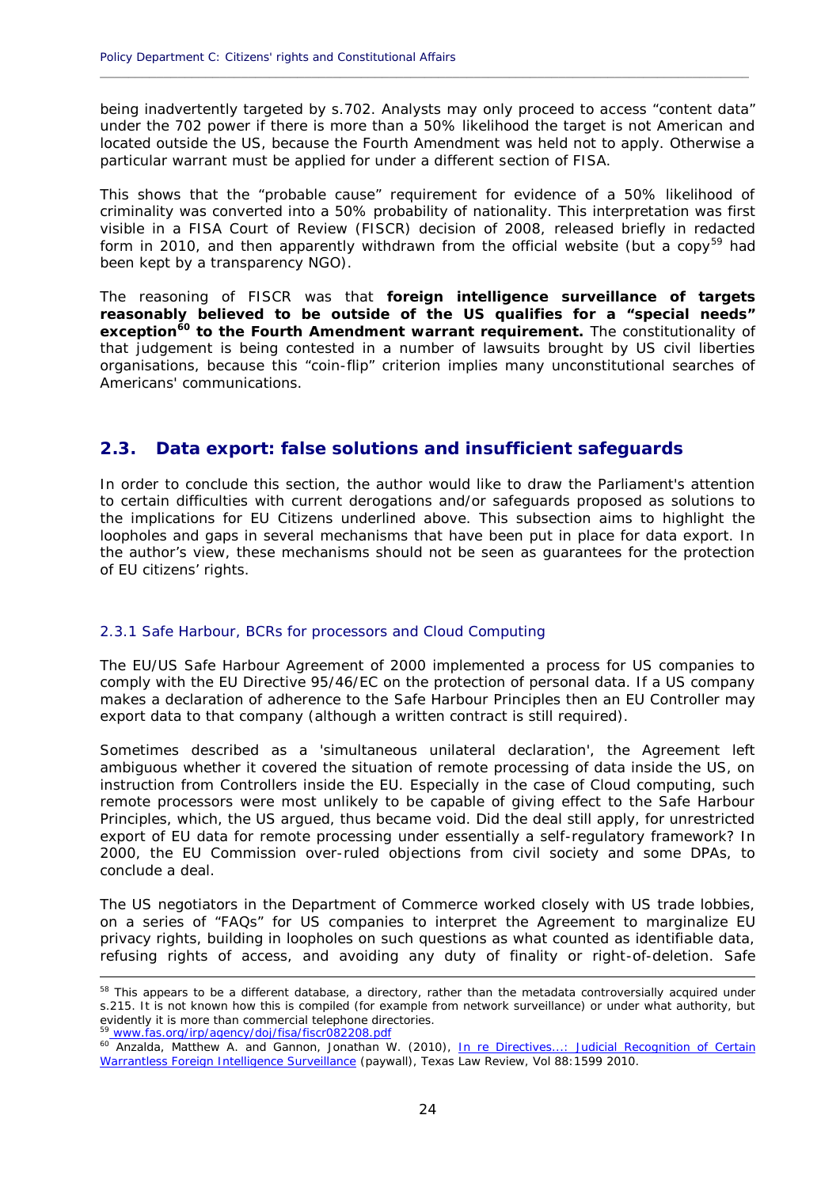being inadvertently targeted by s.702. Analysts may only proceed to access "content data" under the 702 power if there is more than a 50% likelihood the target is not American and located outside the US, because the Fourth Amendment was held not to apply. Otherwise a particular warrant must be applied for under a different section of FISA.

This shows that the "probable cause" requirement for evidence of a 50% likelihood of criminality was converted into a 50% probability of nationality. This interpretation was first visible in a FISA Court of Review (FISCR) decision of 2008, released briefly in redacted form in 2010, and then apparently withdrawn from the official website (but a copy[59] had been kept by a transparency NGO).

The reasoning of FISCR was that **foreign intelligence surveillance of targets reasonably believed to be outside of the US qualifies for a "special needs" exception[60] to the Fourth Amendment warrant requirement.** The constitutionality of that judgement is being contested in a number of lawsuits brought by US civil liberties organisations, because this "coin-flip" criterion implies many unconstitutional searches of Americans' communications.

## 2.3. Data export: false solutions and insufficient safeguards

In order to conclude this section, the author would like to draw the Parliament's attention to certain difficulties with current derogations and/or safeguards proposed as solutions to the implications for EU Citizens underlined above. This subsection aims to highlight the loopholes and gaps in several mechanisms that have been put in place for data export. In the author's view, these mechanisms should not be seen as guarantees for the protection of EU citizens' rights.

### 2.3.1 Safe Harbour, BCRs for processors and Cloud Computing

The EU/US Safe Harbour Agreement of 2000 implemented a process for US companies to comply with the EU Directive 95/46/EC on the protection of personal data. If a US company makes a declaration of adherence to the Safe Harbour Principles then an EU Controller may export data to that company (although a written contract is still required).

Sometimes described as a 'simultaneous unilateral declaration', the Agreement left ambiguous whether it covered the situation of remote processing of data inside the US, on instruction from Controllers inside the EU. Especially in the case of Cloud computing, such remote processors were most unlikely to be capable of giving effect to the Safe Harbour Principles, which, the US argued, thus became void. Did the deal still apply, for unrestricted export of EU data for remote processing under essentially a self-regulatory framework? In 2000, the EU Commission over-ruled objections from civil society and some DPAs, to conclude a deal.

The US negotiators in the Department of Commerce worked closely with US trade lobbies, on a series of "FAQs" for US companies to interpret the Agreement to marginalize EU privacy rights, building in loopholes on such questions as what counted as identifiable data, refusing rights of access, and avoiding any duty of finality or right-of-deletion. Safe

---

[58] This appears to be a different database, a directory, rather than the metadata controversially acquired under s.215. It is not known how this is compiled (for example from network surveillance) or under what authority, but evidently it is more than commercial telephone directories.

[59] www.fas.org/irp/agency/doj/fisa/fiscr082208.pdf

[60] Anzalda, Matthew A. and Gannon, Jonathan W. (2010), In re Directives...: Judicial Recognition of Certain Warrantless Foreign Intelligence Surveillance (paywall), Texas Law Review, Vol 88:1599 2010.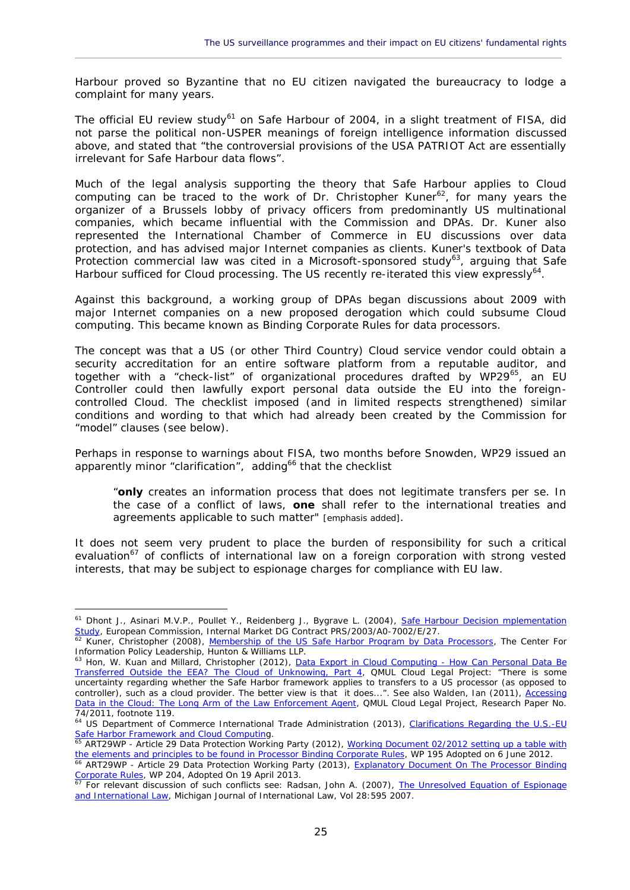Harbour proved so Byzantine that no EU citizen navigated the bureaucracy to lodge a complaint for many years.

The official EU review study[61] on Safe Harbour of 2004, in a slight treatment of FISA, did not parse the political non-USPER meanings of foreign intelligence information discussed above, and stated that "the controversial provisions of the USA PATRIOT Act are essentially irrelevant for Safe Harbour data flows".

Much of the legal analysis supporting the theory that Safe Harbour applies to Cloud computing can be traced to the work of Dr. Christopher Kuner[62], for many years the organizer of a Brussels lobby of privacy officers from predominantly US multinational companies, which became influential with the Commission and DPAs. Dr. Kuner also represented the International Chamber of Commerce in EU discussions over data protection, and has advised major Internet companies as clients. Kuner's textbook of Data Protection commercial law was cited in a Microsoft-sponsored study[63], arguing that Safe Harbour sufficed for Cloud processing. The US recently re-iterated this view expressly[64].

Against this background, a working group of DPAs began discussions about 2009 with major Internet companies on a new proposed derogation which could subsume Cloud computing. This became known as Binding Corporate Rules for data processors.

The concept was that a US (or other Third Country) Cloud service vendor could obtain a security accreditation for an entire software platform from a reputable auditor, and together with a "check-list" of organizational procedures drafted by WP29[65], an EU Controller could then lawfully export personal data outside the EU into the foreign-controlled Cloud. The checklist imposed (and in limited respects strengthened) similar conditions and wording to that which had already been created by the Commission for "model" clauses (see below).

Perhaps in response to warnings about FISA, two months before Snowden, WP29 issued an apparently minor "clarification", adding[66] that the checklist

> "**only** creates an information process that does not legitimate transfers per se. In the case of a conflict of laws, **one** shall refer to the international treaties and agreements applicable to such matter" [emphasis added].

It does not seem very prudent to place the burden of responsibility for such a critical evaluation[67] of conflicts of international law on a foreign corporation with strong vested interests, that may be subject to espionage charges for compliance with EU law.

---

[61] Dhont J., Asinari M.V.P., Poullet Y., Reidenberg J., Bygrave L. (2004), Safe Harbour Decision mplementation Study, European Commission, Internal Market DG Contract PRS/2003/A0-7002/E/27.

[62] Kuner, Christopher (2008), Membership of the US Safe Harbor Program by Data Processors, The Center For Information Policy Leadership, Hunton & Williams LLP.

[63] Hon, W. Kuan and Millard, Christopher (2012), Data Export in Cloud Computing - How Can Personal Data Be Transferred Outside the EEA? The Cloud of Unknowing, Part 4, QMUL Cloud Legal Project: "There is some uncertainty regarding whether the Safe Harbor framework applies to transfers to a US processor (as opposed to controller), such as a cloud provider. The better view is that it does...". See also Walden, Ian (2011), Accessing Data in the Cloud: The Long Arm of the Law Enforcement Agent, QMUL Cloud Legal Project, Research Paper No. 74/2011, footnote 119.

[64] US Department of Commerce International Trade Administration (2013), Clarifications Regarding the U.S.-EU Safe Harbor Framework and Cloud Computing.

[65] ART29WP - Article 29 Data Protection Working Party (2012), Working Document 02/2012 setting up a table with the elements and principles to be found in Processor Binding Corporate Rules, WP 195 Adopted on 6 June 2012.

[66] ART29WP - Article 29 Data Protection Working Party (2013), Explanatory Document On The Processor Binding Corporate Rules, WP 204, Adopted On 19 April 2013.

[67] For relevant discussion of such conflicts see: Radsan, John A. (2007), The Unresolved Equation of Espionage and International Law, Michigan Journal of International Law, Vol 28:595 2007.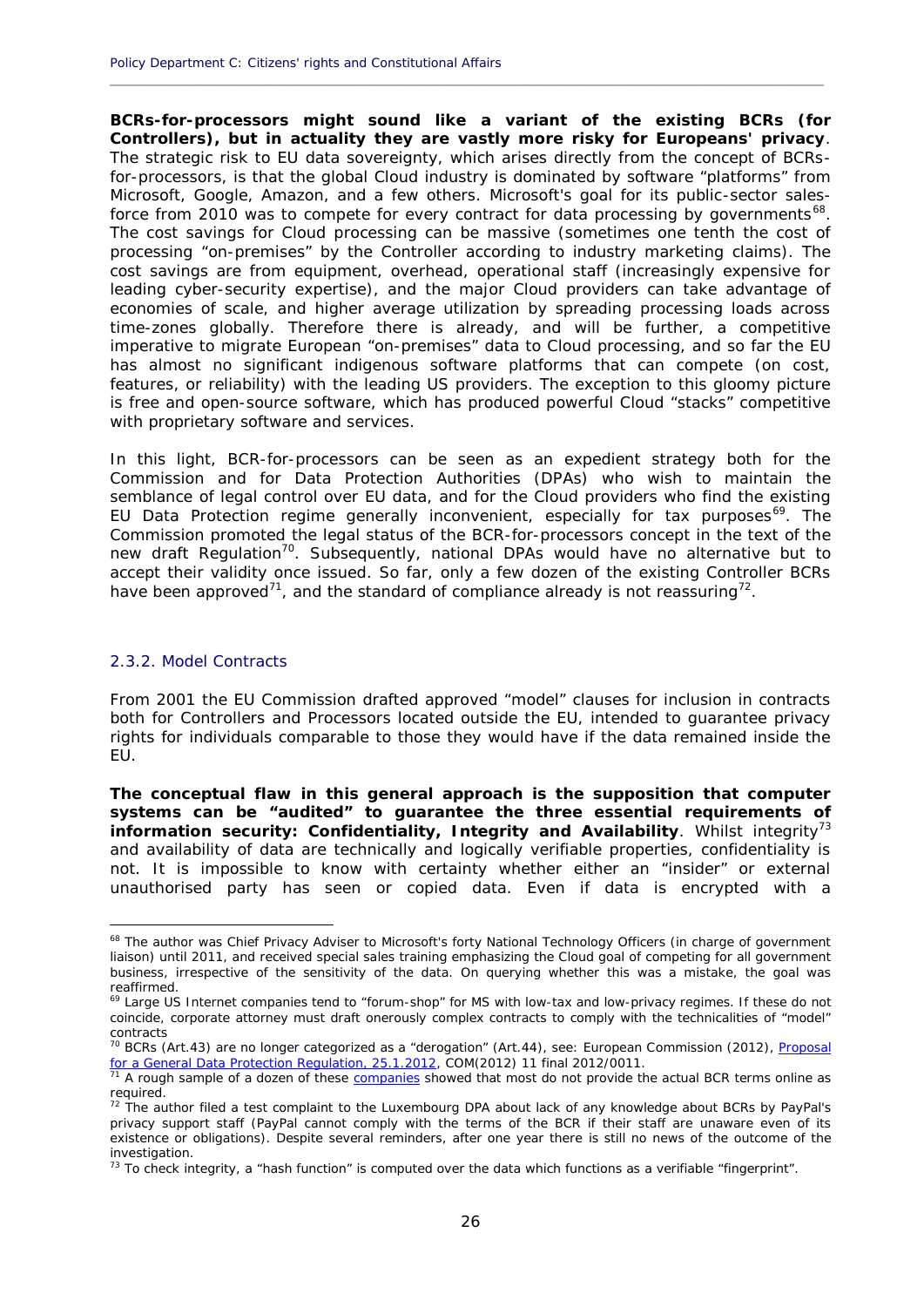**BCRs-for-processors might sound like a variant of the existing BCRs (for Controllers), but in actuality they are vastly more risky for Europeans' privacy**. The strategic risk to EU data sovereignty, which arises directly from the concept of BCRs-for-processors, is that the global Cloud industry is dominated by software "platforms" from Microsoft, Google, Amazon, and a few others. Microsoft's goal for its public-sector sales-force from 2010 was to compete for every contract for data processing by governments[68]. The cost savings for Cloud processing can be massive (sometimes one tenth the cost of processing "on-premises" by the Controller according to industry marketing claims). The cost savings are from equipment, overhead, operational staff (increasingly expensive for leading cyber-security expertise), and the major Cloud providers can take advantage of economies of scale, and higher average utilization by spreading processing loads across time-zones globally. Therefore there is already, and will be further, a competitive imperative to migrate European "on-premises" data to Cloud processing, and so far the EU has almost no significant indigenous software platforms that can compete (on cost, features, or reliability) with the leading US providers. The exception to this gloomy picture is free and open-source software, which has produced powerful Cloud "stacks" competitive with proprietary software and services.

In this light, BCR-for-processors can be seen as an expedient strategy both for the Commission and for Data Protection Authorities (DPAs) who wish to maintain the semblance of legal control over EU data, and for the Cloud providers who find the existing EU Data Protection regime generally inconvenient, especially for tax purposes[69]. The Commission promoted the legal status of the BCR-for-processors concept in the text of the new draft Regulation[70]. Subsequently, national DPAs would have no alternative but to accept their validity once issued. So far, only a few dozen of the existing Controller BCRs have been approved[71], and the standard of compliance already is not reassuring[72].

### 2.3.2. Model Contracts

From 2001 the EU Commission drafted approved "model" clauses for inclusion in contracts both for Controllers and Processors located outside the EU, intended to guarantee privacy rights for individuals comparable to those they would have if the data remained inside the EU.

**The conceptual flaw in this general approach is the supposition that computer systems can be "audited" to guarantee the three essential requirements of information security: Confidentiality, Integrity and Availability**. Whilst integrity[73] and availability of data are technically and logically verifiable properties, confidentiality is not. It is impossible to know with certainty whether either an "insider" or external unauthorised party has seen or copied data. Even if data is encrypted with a

---

[68] The author was Chief Privacy Adviser to Microsoft's forty National Technology Officers (in charge of government liaison) until 2011, and received special sales training emphasizing the Cloud goal of competing for all government business, irrespective of the sensitivity of the data. On querying whether this was a mistake, the goal was reaffirmed.

[69] Large US Internet companies tend to "forum-shop" for MS with low-tax and low-privacy regimes. If these do not coincide, corporate attorney must draft onerously complex contracts to comply with the technicalities of "model" contracts

[70] BCRs (Art.43) are no longer categorized as a "derogation" (Art.44), see: European Commission (2012), Proposal for a General Data Protection Regulation, 25.1.2012, COM(2012) 11 final 2012/0011.

[71] A rough sample of a dozen of these companies showed that most do not provide the actual BCR terms online as required.

[72] The author filed a test complaint to the Luxembourg DPA about lack of any knowledge about BCRs by PayPal's privacy support staff (PayPal cannot comply with the terms of the BCR if their staff are unaware even of its existence or obligations). Despite several reminders, after one year there is still no news of the outcome of the investigation.

[73] To check integrity, a "hash function" is computed over the data which functions as a verifiable "fingerprint".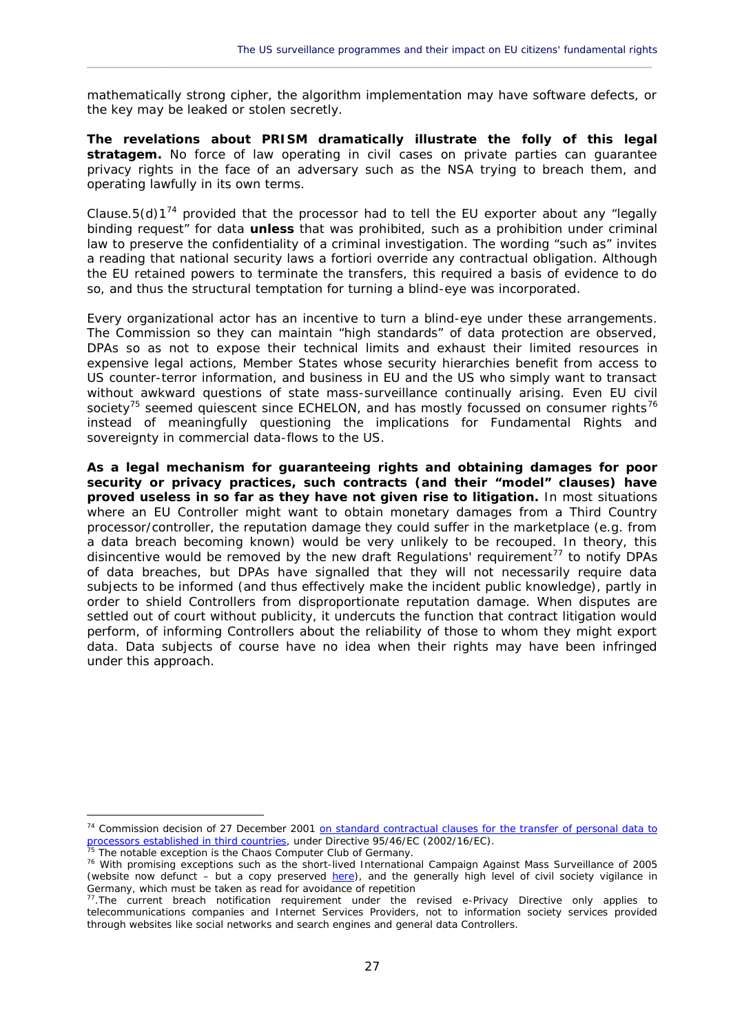mathematically strong cipher, the algorithm implementation may have software defects, or the key may be leaked or stolen secretly.

**The revelations about PRISM dramatically illustrate the folly of this legal stratagem.** No force of law operating in civil cases on private parties can guarantee privacy rights in the face of an adversary such as the NSA trying to breach them, and operating lawfully in its own terms.

Clause.5(d)1[74] provided that the processor had to tell the EU exporter about any "legally binding request" for data **unless** that was prohibited, such as a prohibition under criminal law to preserve the confidentiality of a criminal investigation. The wording "such as" invites a reading that national security laws a fortiori override any contractual obligation. Although the EU retained powers to terminate the transfers, this required a basis of evidence to do so, and thus the structural temptation for turning a blind-eye was incorporated.

Every organizational actor has an incentive to turn a blind-eye under these arrangements. The Commission so they can maintain "high standards" of data protection are observed, DPAs so as not to expose their technical limits and exhaust their limited resources in expensive legal actions, Member States whose security hierarchies benefit from access to US counter-terror information, and business in EU and the US who simply want to transact without awkward questions of state mass-surveillance continually arising. Even EU civil society[75] seemed quiescent since ECHELON, and has mostly focussed on consumer rights[76] instead of meaningfully questioning the implications for Fundamental Rights and sovereignty in commercial data-flows to the US.

**As a legal mechanism for guaranteeing rights and obtaining damages for poor security or privacy practices, such contracts (and their "model" clauses) have proved useless in so far as they have not given rise to litigation.** In most situations where an EU Controller might want to obtain monetary damages from a Third Country processor/controller, the reputation damage they could suffer in the marketplace (e.g. from a data breach becoming known) would be very unlikely to be recouped. In theory, this disincentive would be removed by the new draft Regulations' requirement[77] to notify DPAs of data breaches, but DPAs have signalled that they will not necessarily require data subjects to be informed (and thus effectively make the incident public knowledge), partly in order to shield Controllers from disproportionate reputation damage. When disputes are settled out of court without publicity, it undercuts the function that contract litigation would perform, of informing Controllers about the reliability of those to whom they might export data. Data subjects of course have no idea when their rights may have been infringed under this approach.

---

[74] Commission decision of 27 December 2001 on standard contractual clauses for the transfer of personal data to processors established in third countries, under Directive 95/46/EC (2002/16/EC).

[75] The notable exception is the Chaos Computer Club of Germany.

[76] With promising exceptions such as the short-lived International Campaign Against Mass Surveillance of 2005 (website now defunct – but a copy preserved here), and the generally high level of civil society vigilance in Germany, which must be taken as read for avoidance of repetition

[77]. The current breach notification requirement under the revised e-Privacy Directive only applies to telecommunications companies and Internet Services Providers, not to information society services provided through websites like social networks and search engines and general data Controllers.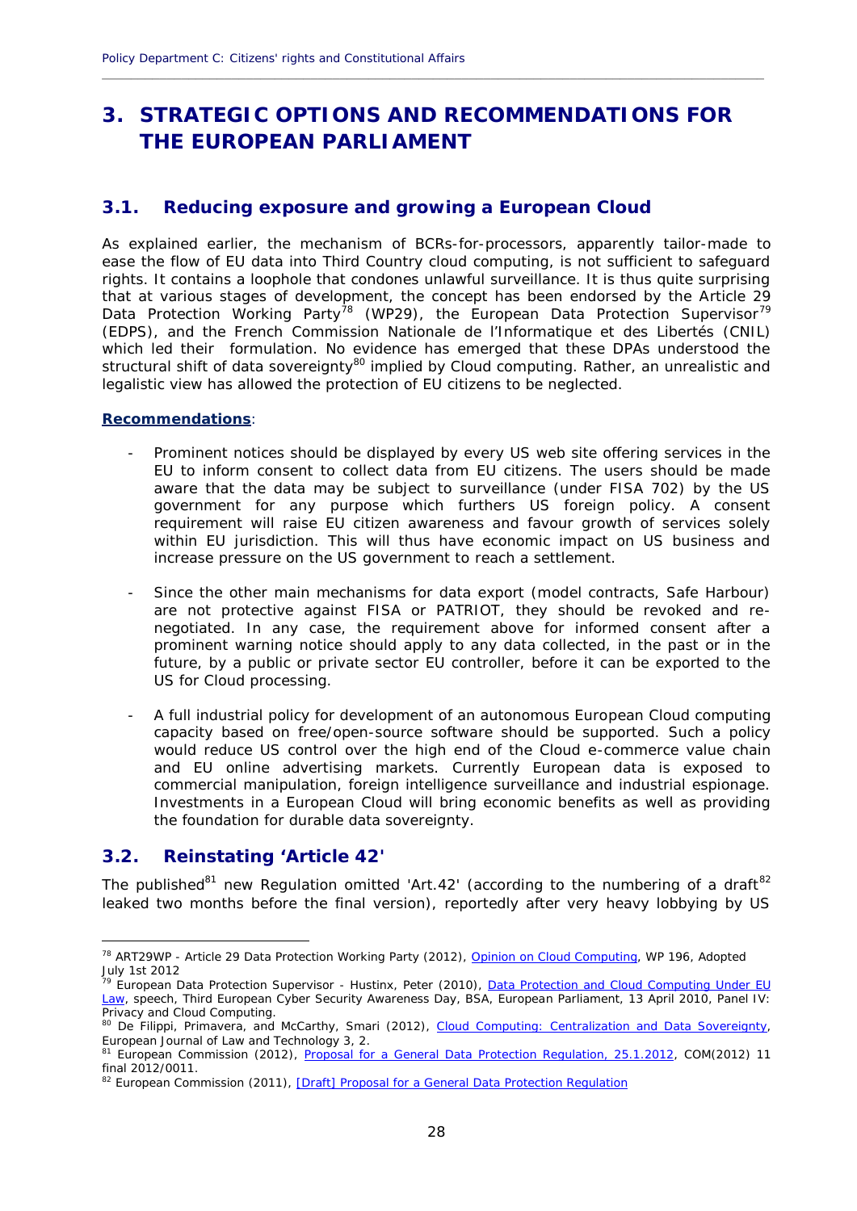# 3. STRATEGIC OPTIONS AND RECOMMENDATIONS FOR THE EUROPEAN PARLIAMENT

## 3.1. Reducing exposure and growing a European Cloud

As explained earlier, the mechanism of BCRs-for-processors, apparently tailor-made to ease the flow of EU data into Third Country cloud computing, is not sufficient to safeguard rights. It contains a loophole that condones unlawful surveillance. It is thus quite surprising that at various stages of development, the concept has been endorsed by the Article 29 Data Protection Working Party[78] (WP29), the European Data Protection Supervisor[79] (EDPS), and the French Commission Nationale de l'Informatique et des Libertés (CNIL) which led their formulation. No evidence has emerged that these DPAs understood the structural shift of data sovereignty[80] implied by Cloud computing. Rather, an unrealistic and legalistic view has allowed the protection of EU citizens to be neglected.

**Recommendations**:

- Prominent notices should be displayed by every US web site offering services in the EU to inform consent to collect data from EU citizens. The users should be made aware that the data may be subject to surveillance (under FISA 702) by the US government for any purpose which furthers US foreign policy. A consent requirement will raise EU citizen awareness and favour growth of services solely within EU jurisdiction. This will thus have economic impact on US business and increase pressure on the US government to reach a settlement.

- Since the other main mechanisms for data export (model contracts, Safe Harbour) are not protective against FISA or PATRIOT, they should be revoked and re-negotiated. In any case, the requirement above for informed consent after a prominent warning notice should apply to any data collected, in the past or in the future, by a public or private sector EU controller, before it can be exported to the US for Cloud processing.

- A full industrial policy for development of an autonomous European Cloud computing capacity based on free/open-source software should be supported. Such a policy would reduce US control over the high end of the Cloud e-commerce value chain and EU online advertising markets. Currently European data is exposed to commercial manipulation, foreign intelligence surveillance and industrial espionage. Investments in a European Cloud will bring economic benefits as well as providing the foundation for durable data sovereignty.

## 3.2. Reinstating 'Article 42'

The published[81] new Regulation omitted 'Art.42' (according to the numbering of a draft[82] leaked two months before the final version), reportedly after very heavy lobbying by US

---

[78] ART29WP - Article 29 Data Protection Working Party (2012), Opinion on Cloud Computing, WP 196, Adopted July 1st 2012

[79] European Data Protection Supervisor - Hustinx, Peter (2010), Data Protection and Cloud Computing Under EU Law, speech, Third European Cyber Security Awareness Day, BSA, European Parliament, 13 April 2010, Panel IV: Privacy and Cloud Computing.

[80] De Filippi, Primavera, and McCarthy, Smari (2012), Cloud Computing: Centralization and Data Sovereignty, European Journal of Law and Technology 3, 2.

[81] European Commission (2012), Proposal for a General Data Protection Regulation, 25.1.2012, COM(2012) 11 final 2012/0011.

[82] European Commission (2011), [Draft] Proposal for a General Data Protection Regulation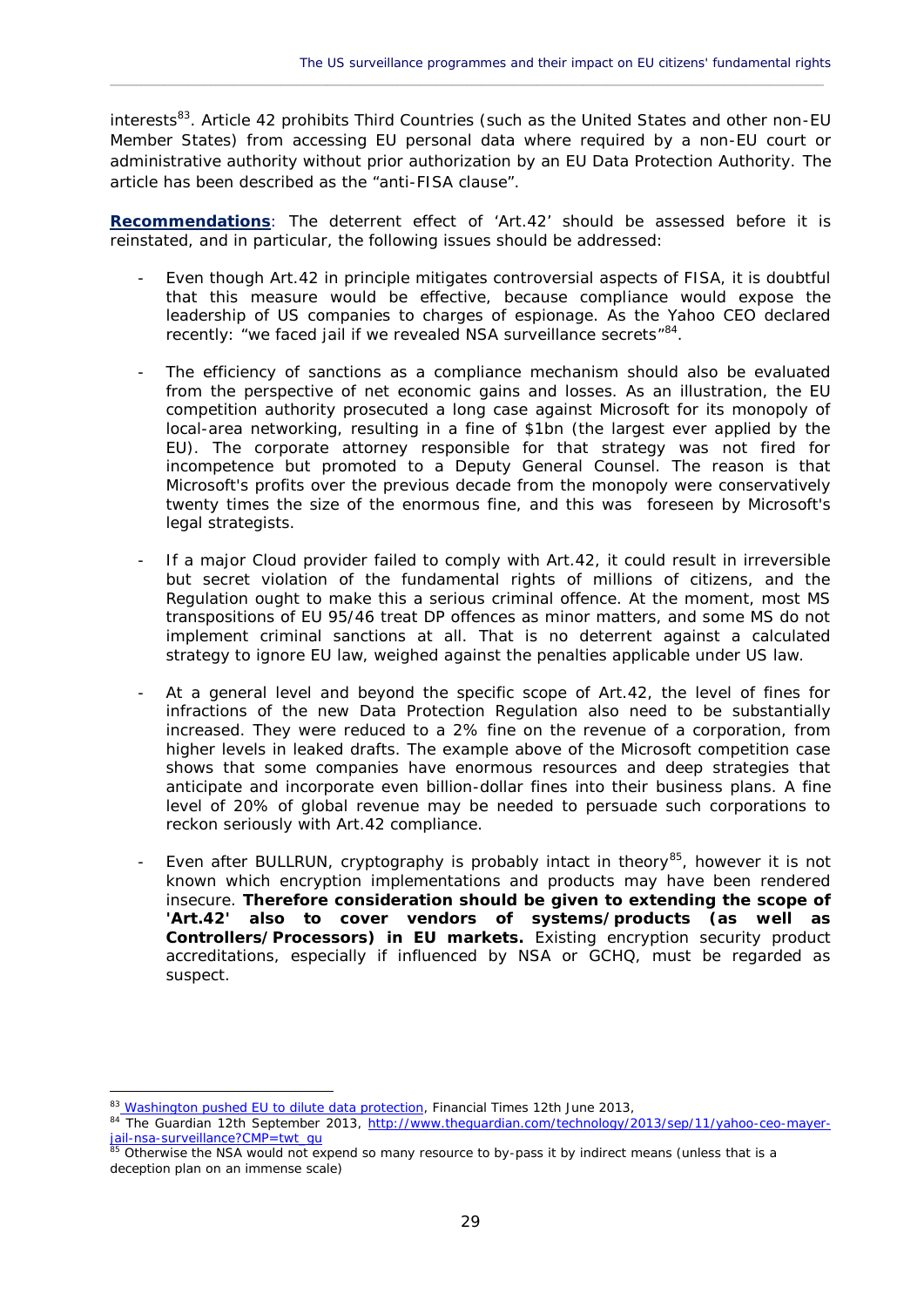interests[83]. Article 42 prohibits Third Countries (such as the United States and other non-EU Member States) from accessing EU personal data where required by a non-EU court or administrative authority without prior authorization by an EU Data Protection Authority. The article has been described as the "anti-FISA clause".

**Recommendations**: The deterrent effect of 'Art.42' should be assessed before it is reinstated, and in particular, the following issues should be addressed:

- Even though Art.42 in principle mitigates controversial aspects of FISA, it is doubtful that this measure would be effective, because compliance would expose the leadership of US companies to charges of espionage. As the Yahoo CEO declared recently: "we faced jail if we revealed NSA surveillance secrets"[84].

- The efficiency of sanctions as a compliance mechanism should also be evaluated from the perspective of net economic gains and losses. As an illustration, the EU competition authority prosecuted a long case against Microsoft for its monopoly of local-area networking, resulting in a fine of $1bn (the largest ever applied by the EU). The corporate attorney responsible for that strategy was not fired for incompetence but promoted to a Deputy General Counsel. The reason is that Microsoft's profits over the previous decade from the monopoly were conservatively twenty times the size of the enormous fine, and this was foreseen by Microsoft's legal strategists.

- If a major Cloud provider failed to comply with Art.42, it could result in irreversible but secret violation of the fundamental rights of millions of citizens, and the Regulation ought to make this a serious criminal offence. At the moment, most MS transpositions of EU 95/46 treat DP offences as minor matters, and some MS do not implement criminal sanctions at all. That is no deterrent against a calculated strategy to ignore EU law, weighed against the penalties applicable under US law.

- At a general level and beyond the specific scope of Art.42, the level of fines for infractions of the new Data Protection Regulation also need to be substantially increased. They were reduced to a 2% fine on the revenue of a corporation, from higher levels in leaked drafts. The example above of the Microsoft competition case shows that some companies have enormous resources and deep strategies that anticipate and incorporate even billion-dollar fines into their business plans. A fine level of 20% of global revenue may be needed to persuade such corporations to reckon seriously with Art.42 compliance.

- Even after BULLRUN, cryptography is probably intact in theory[85], however it is not known which encryption implementations and products may have been rendered insecure. **Therefore consideration should be given to extending the scope of 'Art.42' also to cover vendors of systems/products (as well as Controllers/Processors) in EU markets.** Existing encryption security product accreditations, especially if influenced by NSA or GCHQ, must be regarded as suspect.

---

[83] Washington pushed EU to dilute data protection, Financial Times 12th June 2013,

[84] The Guardian 12th September 2013, http://www.theguardian.com/technology/2013/sep/11/yahoo-ceo-mayer-jail-nsa-surveillance?CMP=twt_gu

[85] Otherwise the NSA would not expend so many resource to by-pass it by indirect means (unless that is a deception plan on an immense scale)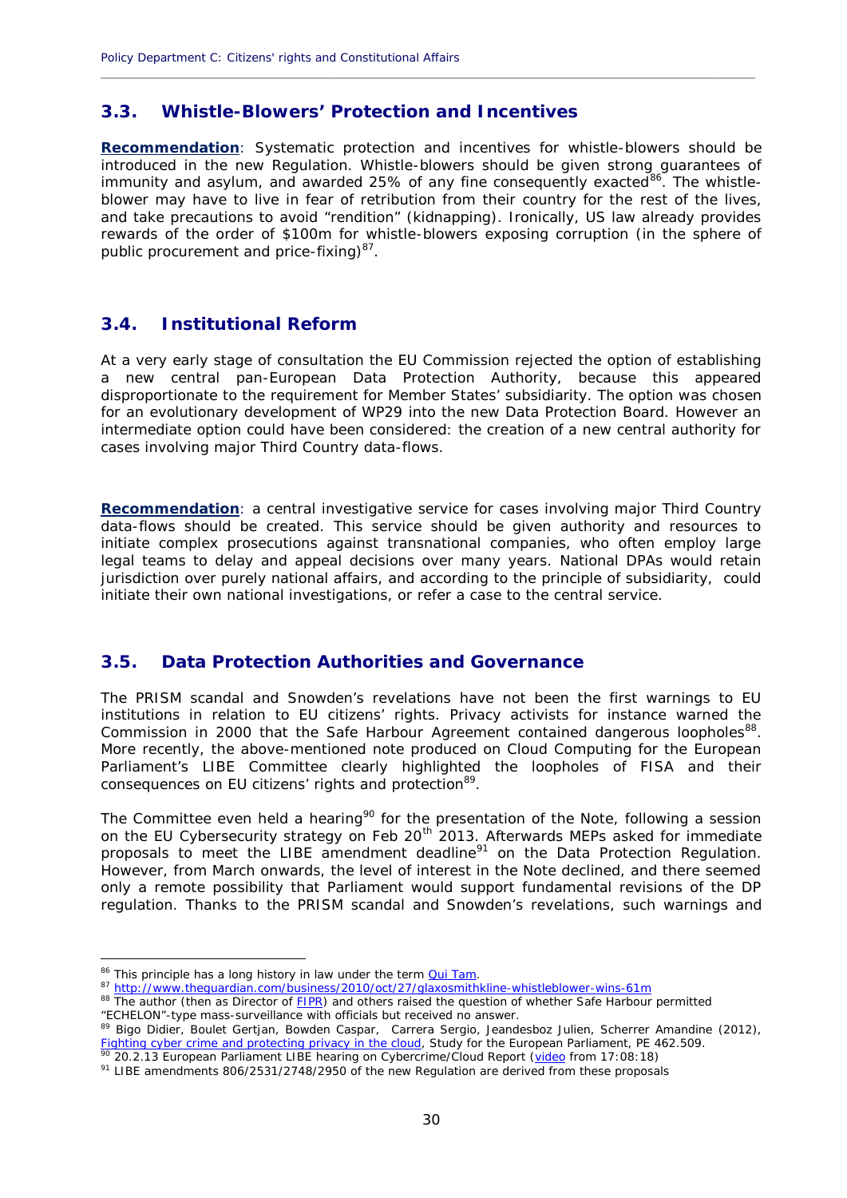## 3.3. Whistle-Blowers' Protection and Incentives

**Recommendation**: Systematic protection and incentives for whistle-blowers should be introduced in the new Regulation. Whistle-blowers should be given strong guarantees of immunity and asylum, and awarded 25% of any fine consequently exacted[86]. The whistle-blower may have to live in fear of retribution from their country for the rest of the lives, and take precautions to avoid "rendition" (kidnapping). Ironically, US law already provides rewards of the order of $100m for whistle-blowers exposing corruption (in the sphere of public procurement and price-fixing)[87].

## 3.4. Institutional Reform

At a very early stage of consultation the EU Commission rejected the option of establishing a new central pan-European Data Protection Authority, because this appeared disproportionate to the requirement for Member States' subsidiarity. The option was chosen for an evolutionary development of WP29 into the new Data Protection Board. However an intermediate option could have been considered: the creation of a new central authority for cases involving major Third Country data-flows.

**Recommendation**: a central investigative service for cases involving major Third Country data-flows should be created. This service should be given authority and resources to initiate complex prosecutions against transnational companies, who often employ large legal teams to delay and appeal decisions over many years. National DPAs would retain jurisdiction over purely national affairs, and according to the principle of subsidiarity, could initiate their own national investigations, or refer a case to the central service.

## 3.5. Data Protection Authorities and Governance

The PRISM scandal and Snowden's revelations have not been the first warnings to EU institutions in relation to EU citizens' rights. Privacy activists for instance warned the Commission in 2000 that the Safe Harbour Agreement contained dangerous loopholes[88]. More recently, the above-mentioned note produced on Cloud Computing for the European Parliament's LIBE Committee clearly highlighted the loopholes of FISA and their consequences on EU citizens' rights and protection[89].

The Committee even held a hearing[90] for the presentation of the Note, following a session on the EU Cybersecurity strategy on Feb 20th 2013. Afterwards MEPs asked for immediate proposals to meet the LIBE amendment deadline[91] on the Data Protection Regulation. However, from March onwards, the level of interest in the Note declined, and there seemed only a remote possibility that Parliament would support fundamental revisions of the DP regulation. Thanks to the PRISM scandal and Snowden's revelations, such warnings and

---

[86] This principle has a long history in law under the term Qui Tam.

[87] http://www.theguardian.com/business/2010/oct/27/glaxosmithkline-whistleblower-wins-61m

[88] The author (then as Director of FIPR) and others raised the question of whether Safe Harbour permitted "ECHELON"-type mass-surveillance with officials but received no answer.

[89] Bigo Didier, Boulet Gertjan, Bowden Caspar, Carrera Sergio, Jeandesboz Julien, Scherrer Amandine (2012), Fighting cyber crime and protecting privacy in the cloud, Study for the European Parliament, PE 462.509.

[90] 20.2.13 European Parliament LIBE hearing on Cybercrime/Cloud Report (video from 17:08:18)

[91] LIBE amendments 806/2531/2748/2950 of the new Regulation are derived from these proposals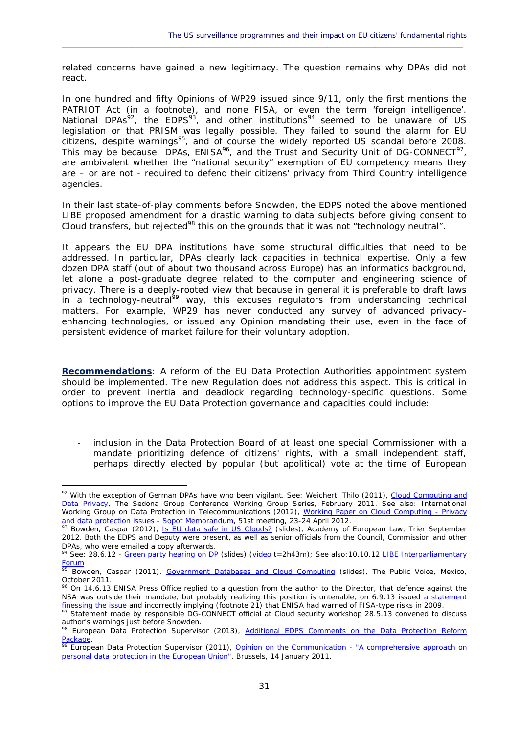related concerns have gained a new legitimacy. The question remains why DPAs did not react.

In one hundred and fifty Opinions of WP29 issued since 9/11, only the first mentions the PATRIOT Act (in a footnote), and none FISA, or even the term 'foreign intelligence'. National DPAs[92], the EDPS[93], and other institutions[94] seemed to be unaware of US legislation or that PRISM was legally possible. They failed to sound the alarm for EU citizens, despite warnings[95], and of course the widely reported US scandal before 2008. This may be because DPAs, ENISA[96], and the Trust and Security Unit of DG-CONNECT[97], are ambivalent whether the "national security" exemption of EU competency means they are – or are not - required to defend their citizens' privacy from Third Country intelligence agencies.

In their last state-of-play comments before Snowden, the EDPS noted the above mentioned LIBE proposed amendment for a drastic warning to data subjects before giving consent to Cloud transfers, but rejected[98] this on the grounds that it was not "technology neutral".

It appears the EU DPA institutions have some structural difficulties that need to be addressed. In particular, DPAs clearly lack capacities in technical expertise. Only a few dozen DPA staff (out of about two thousand across Europe) has an informatics background, let alone a post-graduate degree related to the computer and engineering science of privacy. There is a deeply-rooted view that because in general it is preferable to draft laws in a technology-neutral[99] way, this excuses regulators from understanding technical matters. For example, WP29 has never conducted any survey of advanced privacy-enhancing technologies, or issued any Opinion mandating their use, even in the face of persistent evidence of market failure for their voluntary adoption.

**Recommendations**: A reform of the EU Data Protection Authorities appointment system should be implemented. The new Regulation does not address this aspect. This is critical in order to prevent inertia and deadlock regarding technology-specific questions. Some options to improve the EU Data Protection governance and capacities could include:

- inclusion in the Data Protection Board of at least one special Commissioner with a mandate prioritizing defence of citizens' rights, with a small independent staff, perhaps directly elected by popular (but apolitical) vote at the time of European

---

[92] With the exception of German DPAs have who been vigilant. See: Weichert, Thilo (2011), Cloud Computing and Data Privacy, The Sedona Group Conference Working Group Series, February 2011. See also: International Working Group on Data Protection in Telecommunications (2012), Working Paper on Cloud Computing - Privacy and data protection issues - Sopot Memorandum, 51st meeting, 23-24 April 2012.

[93] Bowden, Caspar (2012), Is EU data safe in US Clouds? (slides), Academy of European Law, Trier September 2012. Both the EDPS and Deputy were present, as well as senior officials from the Council, Commission and other DPAs, who were emailed a copy afterwards.

[94] See: 28.6.12 - Green party hearing on DP (slides) (video t=2h43m); See also: 10.10.12 LIBE Interparliamentary Forum

[95] Bowden, Caspar (2011), Government Databases and Cloud Computing (slides), The Public Voice, Mexico, October 2011.

[96] On 14.6.13 ENISA Press Office replied to a question from the author to the Director, that defence against the NSA was outside their mandate, but probably realizing this position is untenable, on 6.9.13 issued a statement finessing the issue and incorrectly implying (footnote 21) that ENISA had warned of FISA-type risks in 2009.

[97] Statement made by responsible DG-CONNECT official at Cloud security workshop 28.5.13 convened to discuss author's warnings just before Snowden.

[98] European Data Protection Supervisor (2013), Additional EDPS Comments on the Data Protection Reform Package.

[99] European Data Protection Supervisor (2011), Opinion on the Communication - "A comprehensive approach on personal data protection in the European Union", Brussels, 14 January 2011.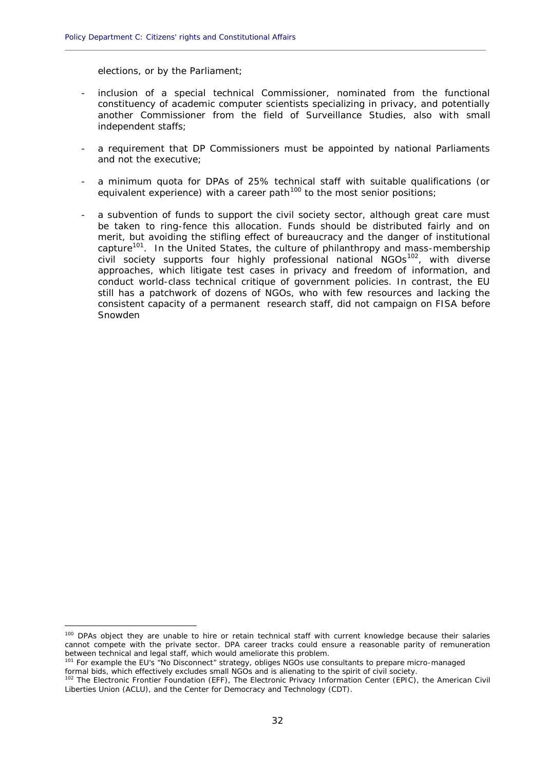elections, or by the Parliament;

- inclusion of a special technical Commissioner, nominated from the functional constituency of academic computer scientists specializing in privacy, and potentially another Commissioner from the field of Surveillance Studies, also with small independent staffs;

- a requirement that DP Commissioners must be appointed by national Parliaments and not the executive;

- a minimum quota for DPAs of 25% technical staff with suitable qualifications (or equivalent experience) with a career path[100] to the most senior positions;

- a subvention of funds to support the civil society sector, although great care must be taken to ring-fence this allocation. Funds should be distributed fairly and on merit, but avoiding the stifling effect of bureaucracy and the danger of institutional capture[101]. In the United States, the culture of philanthropy and mass-membership civil society supports four highly professional national NGOs[102], with diverse approaches, which litigate test cases in privacy and freedom of information, and conduct world-class technical critique of government policies. In contrast, the EU still has a patchwork of dozens of NGOs, who with few resources and lacking the consistent capacity of a permanent research staff, did not campaign on FISA before Snowden

---

[100] DPAs object they are unable to hire or retain technical staff with current knowledge because their salaries cannot compete with the private sector. DPA career tracks could ensure a reasonable parity of remuneration between technical and legal staff, which would ameliorate this problem.

[101] For example the EU's "No Disconnect" strategy, obliges NGOs use consultants to prepare micro-managed formal bids, which effectively excludes small NGOs and is alienating to the spirit of civil society.

[102] The Electronic Frontier Foundation (EFF), The Electronic Privacy Information Center (EPIC), the American Civil Liberties Union (ACLU), and the Center for Democracy and Technology (CDT).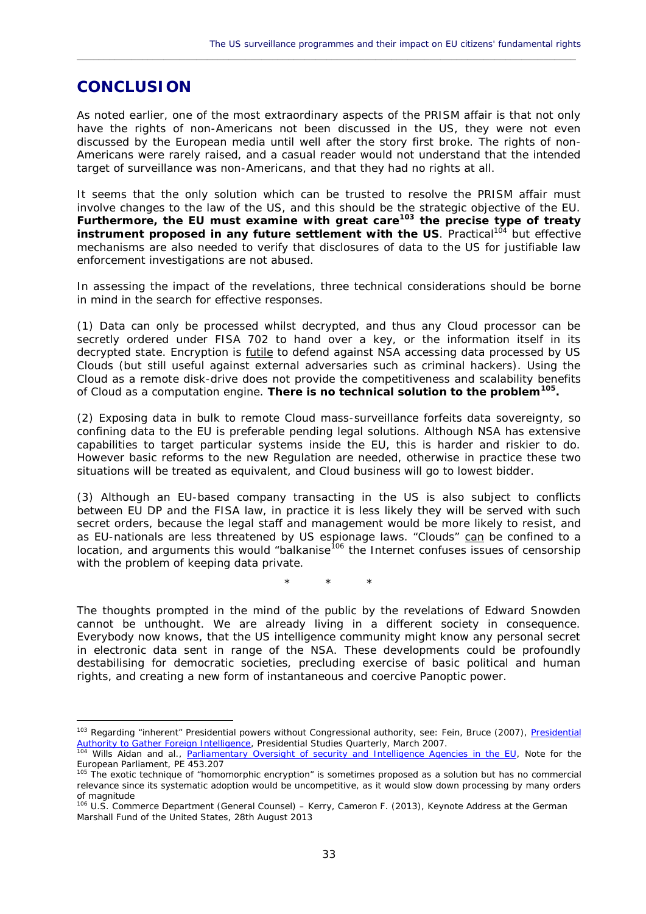# CONCLUSION

As noted earlier, one of the most extraordinary aspects of the PRISM affair is that not only have the rights of non-Americans not been discussed in the US, they were not even discussed by the European media until well after the story first broke. The rights of non-Americans were rarely raised, and a casual reader would not understand that the intended target of surveillance was non-Americans, and that they had no rights at all.

It seems that the only solution which can be trusted to resolve the PRISM affair must involve changes to the law of the US, and this should be the strategic objective of the EU. **Furthermore, the EU must examine with great care[103] the precise type of treaty instrument proposed in any future settlement with the US**. Practical[104] but effective mechanisms are also needed to verify that disclosures of data to the US for justifiable law enforcement investigations are not abused.

In assessing the impact of the revelations, three technical considerations should be borne in mind in the search for effective responses.

(1) Data can only be processed whilst decrypted, and thus any Cloud processor can be secretly ordered under FISA 702 to hand over a key, or the information itself in its decrypted state. Encryption is <u>futile</u> to defend against NSA accessing data processed by US Clouds (but still useful against external adversaries such as criminal hackers). Using the Cloud as a remote disk-drive does not provide the competitiveness and scalability benefits of Cloud as a computation engine. **There is no technical solution to the problem[105].**

(2) Exposing data in bulk to remote Cloud mass-surveillance forfeits data sovereignty, so confining data to the EU is preferable pending legal solutions. Although NSA has extensive capabilities to target particular systems inside the EU, this is harder and riskier to do. However basic reforms to the new Regulation are needed, otherwise in practice these two situations will be treated as equivalent, and Cloud business will go to lowest bidder.

(3) Although an EU-based company transacting in the US is also subject to conflicts between EU DP and the FISA law, in practice it is less likely they will be served with such secret orders, because the legal staff and management would be more likely to resist, and as EU-nationals are less threatened by US espionage laws. "Clouds" <u>can</u> be confined to a location, and arguments this would "balkanise[106] the Internet confuses issues of censorship with the problem of keeping data private.

\* \* \*

The thoughts prompted in the mind of the public by the revelations of Edward Snowden cannot be unthought. We are already living in a different society in consequence. Everybody now knows, that the US intelligence community might know any personal secret in electronic data sent in range of the NSA. These developments could be profoundly destabilising for democratic societies, precluding exercise of basic political and human rights, and creating a new form of instantaneous and coercive Panoptic power.

---

[103] Regarding "inherent" Presidential powers without Congressional authority, see: Fein, Bruce (2007), Presidential Authority to Gather Foreign Intelligence, Presidential Studies Quarterly, March 2007.

[104] Wills Aidan and al., Parliamentary Oversight of security and Intelligence Agencies in the EU, Note for the European Parliament, PE 453.207

[105] The exotic technique of "homomorphic encryption" is sometimes proposed as a solution but has no commercial relevance since its systematic adoption would be uncompetitive, as it would slow down processing by many orders of magnitude

[106] U.S. Commerce Department (General Counsel) – Kerry, Cameron F. (2013), Keynote Address at the German Marshall Fund of the United States, 28th August 2013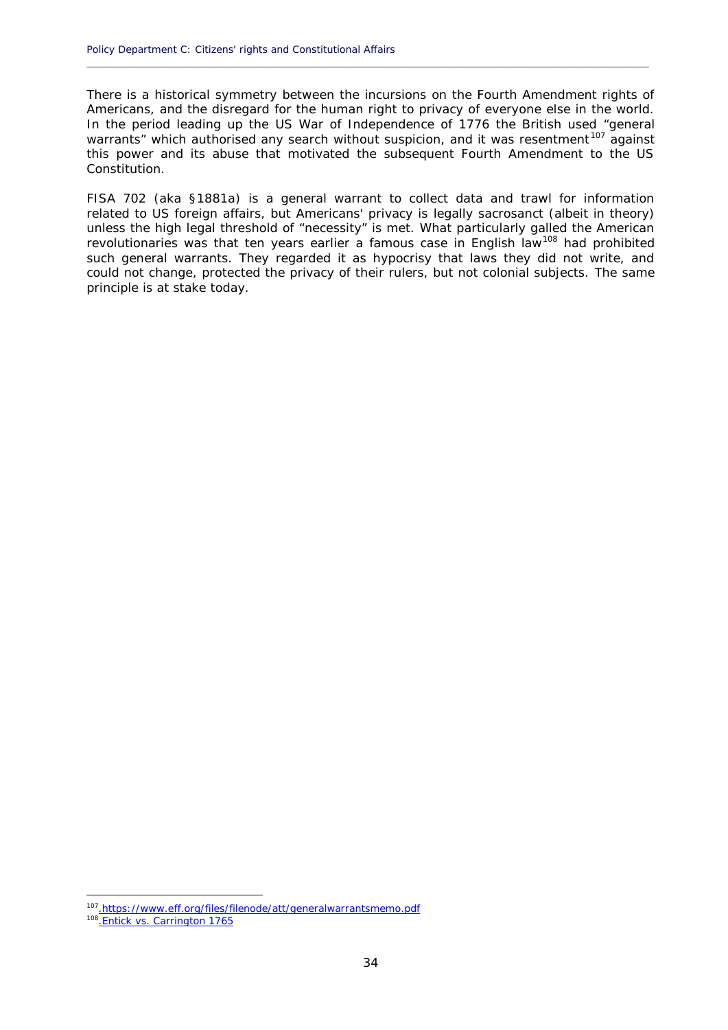There is a historical symmetry between the incursions on the Fourth Amendment rights of Americans, and the disregard for the human right to privacy of everyone else in the world. In the period leading up the US War of Independence of 1776 the British used "general warrants" which authorised any search without suspicion, and it was resentment[107] against this power and its abuse that motivated the subsequent Fourth Amendment to the US Constitution.

FISA 702 (aka §1881a) is a general warrant to collect data and trawl for information related to US foreign affairs, but Americans' privacy is legally sacrosanct (albeit in theory) unless the high legal threshold of "necessity" is met. What particularly galled the American revolutionaries was that ten years earlier a famous case in English law[108] had prohibited such general warrants. They regarded it as hypocrisy that laws they did not write, and could not change, protected the privacy of their rulers, but not colonial subjects. The same principle is at stake today.

---

[107] https://www.eff.org/files/filenode/att/generalwarrantsmemo.pdf

[108] Entick vs. Carrington 1765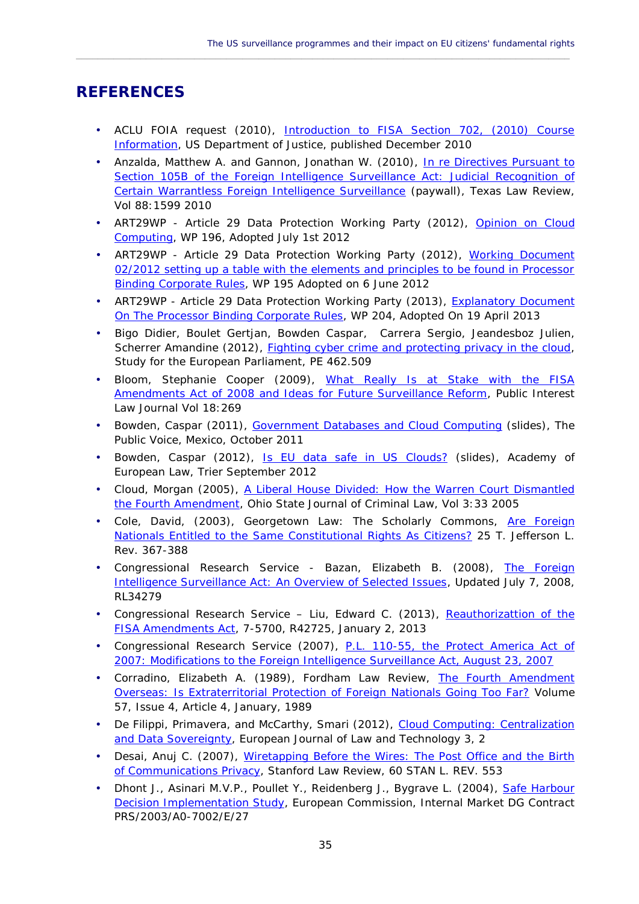# REFERENCES

- ACLU FOIA request (2010), Introduction to FISA Section 702, (2010) Course Information, US Department of Justice, published December 2010
- Anzalda, Matthew A. and Gannon, Jonathan W. (2010), In re Directives Pursuant to Section 105B of the Foreign Intelligence Surveillance Act: Judicial Recognition of Certain Warrantless Foreign Intelligence Surveillance (paywall), Texas Law Review, Vol 88:1599 2010
- ART29WP - Article 29 Data Protection Working Party (2012), Opinion on Cloud Computing, WP 196, Adopted July 1st 2012
- ART29WP - Article 29 Data Protection Working Party (2012), Working Document 02/2012 setting up a table with the elements and principles to be found in Processor Binding Corporate Rules, WP 195 Adopted on 6 June 2012
- ART29WP - Article 29 Data Protection Working Party (2013), Explanatory Document On The Processor Binding Corporate Rules, WP 204, Adopted On 19 April 2013
- Bigo Didier, Boulet Gertjan, Bowden Caspar, Carrera Sergio, Jeandesboz Julien, Scherrer Amandine (2012), Fighting cyber crime and protecting privacy in the cloud, Study for the European Parliament, PE 462.509
- Bloom, Stephanie Cooper (2009), What Really Is at Stake with the FISA Amendments Act of 2008 and Ideas for Future Surveillance Reform, Public Interest Law Journal Vol 18:269
- Bowden, Caspar (2011), Government Databases and Cloud Computing (slides), The Public Voice, Mexico, October 2011
- Bowden, Caspar (2012), Is EU data safe in US Clouds? (slides), Academy of European Law, Trier September 2012
- Cloud, Morgan (2005), A Liberal House Divided: How the Warren Court Dismantled the Fourth Amendment, Ohio State Journal of Criminal Law, Vol 3:33 2005
- Cole, David, (2003), Georgetown Law: The Scholarly Commons, Are Foreign Nationals Entitled to the Same Constitutional Rights As Citizens? 25 T. Jefferson L. Rev. 367-388
- Congressional Research Service - Bazan, Elizabeth B. (2008), The Foreign Intelligence Surveillance Act: An Overview of Selected Issues, Updated July 7, 2008, RL34279
- Congressional Research Service – Liu, Edward C. (2013), Reauthorizattion of the FISA Amendments Act, 7-5700, R42725, January 2, 2013
- Congressional Research Service (2007), P.L. 110-55, the Protect America Act of 2007: Modifications to the Foreign Intelligence Surveillance Act, August 23, 2007
- Corradino, Elizabeth A. (1989), Fordham Law Review, The Fourth Amendment Overseas: Is Extraterritorial Protection of Foreign Nationals Going Too Far? Volume 57, Issue 4, Article 4, January, 1989
- De Filippi, Primavera, and McCarthy, Smari (2012), Cloud Computing: Centralization and Data Sovereignty, European Journal of Law and Technology 3, 2
- Desai, Anuj C. (2007), Wiretapping Before the Wires: The Post Office and the Birth of Communications Privacy, Stanford Law Review, 60 STAN L. REV. 553
- Dhont J., Asinari M.V.P., Poullet Y., Reidenberg J., Bygrave L. (2004), Safe Harbour Decision Implementation Study, European Commission, Internal Market DG Contract PRS/2003/A0-7002/E/27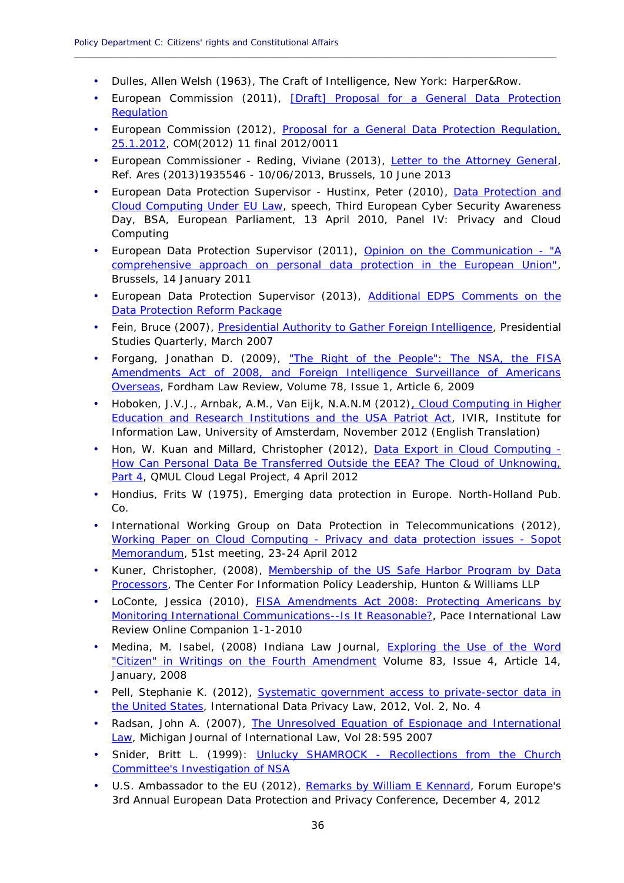- Dulles, Allen Welsh (1963), The Craft of Intelligence, New York: Harper&Row.
- European Commission (2011), [Draft] Proposal for a General Data Protection Regulation
- European Commission (2012), Proposal for a General Data Protection Regulation, 25.1.2012, COM(2012) 11 final 2012/0011
- European Commissioner - Reding, Viviane (2013), Letter to the Attorney General, Ref. Ares (2013)1935546 - 10/06/2013, Brussels, 10 June 2013
- European Data Protection Supervisor - Hustinx, Peter (2010), Data Protection and Cloud Computing Under EU Law, speech, Third European Cyber Security Awareness Day, BSA, European Parliament, 13 April 2010, Panel IV: Privacy and Cloud Computing
- European Data Protection Supervisor (2011), Opinion on the Communication - "A comprehensive approach on personal data protection in the European Union", Brussels, 14 January 2011
- European Data Protection Supervisor (2013), Additional EDPS Comments on the Data Protection Reform Package
- Fein, Bruce (2007), Presidential Authority to Gather Foreign Intelligence, Presidential Studies Quarterly, March 2007
- Forgang, Jonathan D. (2009), "The Right of the People": The NSA, the FISA Amendments Act of 2008, and Foreign Intelligence Surveillance of Americans Overseas, Fordham Law Review, Volume 78, Issue 1, Article 6, 2009
- Hoboken, J.V.J., Arnbak, A.M., Van Eijk, N.A.N.M (2012), Cloud Computing in Higher Education and Research Institutions and the USA Patriot Act, IVIR, Institute for Information Law, University of Amsterdam, November 2012 (English Translation)
- Hon, W. Kuan and Millard, Christopher (2012), Data Export in Cloud Computing - How Can Personal Data Be Transferred Outside the EEA? The Cloud of Unknowing, Part 4, QMUL Cloud Legal Project, 4 April 2012
- Hondius, Frits W (1975), Emerging data protection in Europe. North-Holland Pub. Co.
- International Working Group on Data Protection in Telecommunications (2012), Working Paper on Cloud Computing - Privacy and data protection issues - Sopot Memorandum, 51st meeting, 23-24 April 2012
- Kuner, Christopher, (2008), Membership of the US Safe Harbor Program by Data Processors, The Center For Information Policy Leadership, Hunton & Williams LLP
- LoConte, Jessica (2010), FISA Amendments Act 2008: Protecting Americans by Monitoring International Communications--Is It Reasonable?, Pace International Law Review Online Companion 1-1-2010
- Medina, M. Isabel, (2008) Indiana Law Journal, Exploring the Use of the Word "Citizen" in Writings on the Fourth Amendment Volume 83, Issue 4, Article 14, January, 2008
- Pell, Stephanie K. (2012), Systematic government access to private-sector data in the United States, International Data Privacy Law, 2012, Vol. 2, No. 4
- Radsan, John A. (2007), The Unresolved Equation of Espionage and International Law, Michigan Journal of International Law, Vol 28:595 2007
- Snider, Britt L. (1999): Unlucky SHAMROCK - Recollections from the Church Committee's Investigation of NSA
- U.S. Ambassador to the EU (2012), Remarks by William E Kennard, Forum Europe's 3rd Annual European Data Protection and Privacy Conference, December 4, 2012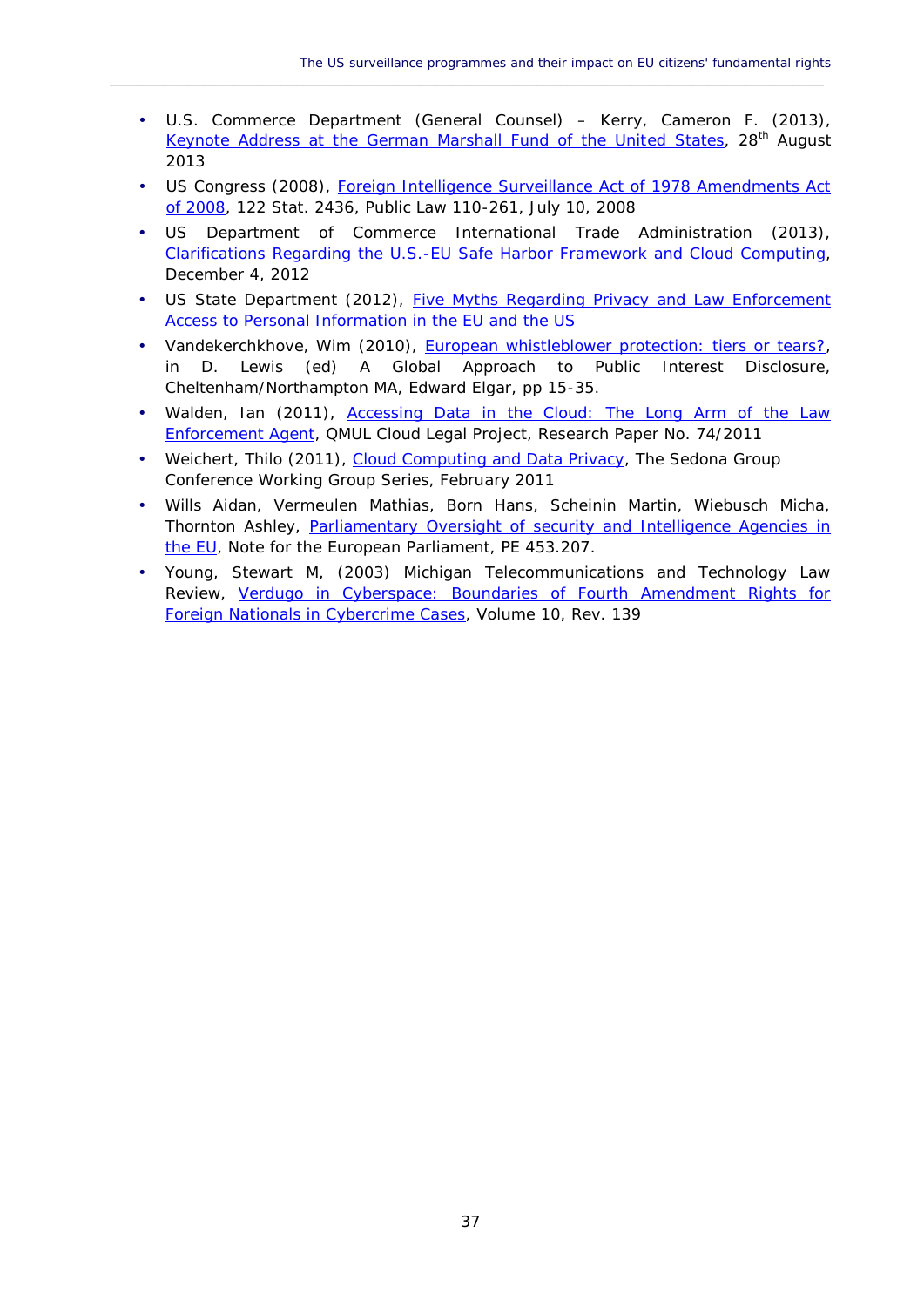- U.S. Commerce Department (General Counsel) – Kerry, Cameron F. (2013), Keynote Address at the German Marshall Fund of the United States, 28th August 2013
- US Congress (2008), Foreign Intelligence Surveillance Act of 1978 Amendments Act of 2008, 122 Stat. 2436, Public Law 110-261, July 10, 2008
- US Department of Commerce International Trade Administration (2013), Clarifications Regarding the U.S.-EU Safe Harbor Framework and Cloud Computing, December 4, 2012
- US State Department (2012), Five Myths Regarding Privacy and Law Enforcement Access to Personal Information in the EU and the US
- Vandekerchkhove, Wim (2010), European whistleblower protection: tiers or tears?, in D. Lewis (ed) A Global Approach to Public Interest Disclosure, Cheltenham/Northampton MA, Edward Elgar, pp 15-35.
- Walden, Ian (2011), Accessing Data in the Cloud: The Long Arm of the Law Enforcement Agent, QMUL Cloud Legal Project, Research Paper No. 74/2011
- Weichert, Thilo (2011), Cloud Computing and Data Privacy, The Sedona Group Conference Working Group Series, February 2011
- Wills Aidan, Vermeulen Mathias, Born Hans, Scheinin Martin, Wiebusch Micha, Thornton Ashley, Parliamentary Oversight of security and Intelligence Agencies in the EU, Note for the European Parliament, PE 453.207.
- Young, Stewart M, (2003) Michigan Telecommunications and Technology Law Review, Verdugo in Cyberspace: Boundaries of Fourth Amendment Rights for Foreign Nationals in Cybercrime Cases, Volume 10, Rev. 139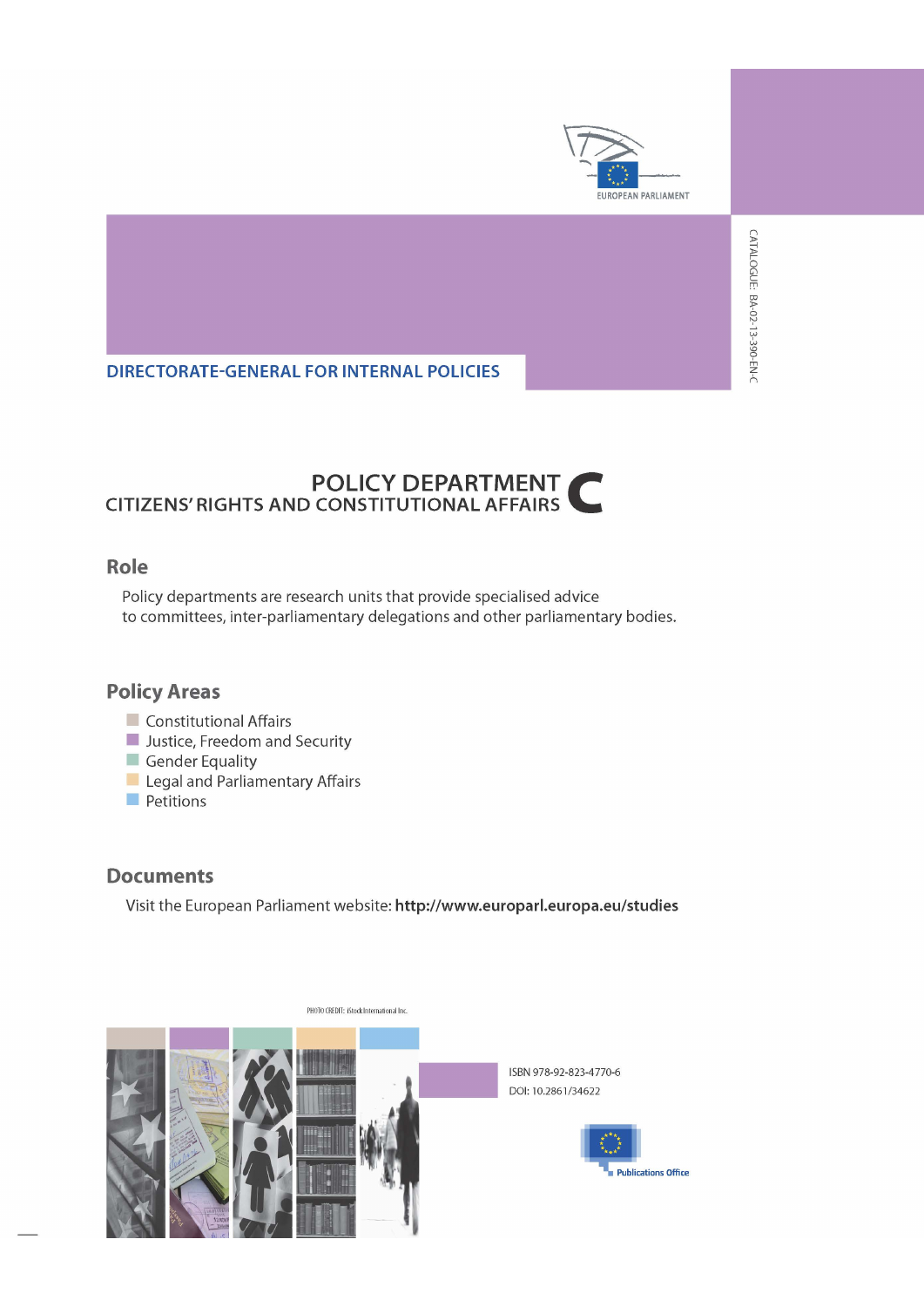EUROPEAN PARLIAMENT

CATALOGUE: BA-02-13-390-EN-C

DIRECTORATE-GENERAL FOR INTERNAL POLICIES

# POLICY DEPARTMENT C
## CITIZENS' RIGHTS AND CONSTITUTIONAL AFFAIRS

## Role

Policy departments are research units that provide specialised advice to committees, inter-parliamentary delegations and other parliamentary bodies.

## Policy Areas

- Constitutional Affairs
- Justice, Freedom and Security
- Gender Equality
- Legal and Parliamentary Affairs
- Petitions

## Documents

Visit the European Parliament website: **http://www.europarl.europa.eu/studies**

PHOTO CREDIT: iStock International Inc.

ISBN 978-92-823-4770-6
DOI: 10.2861/34622

Publications Office